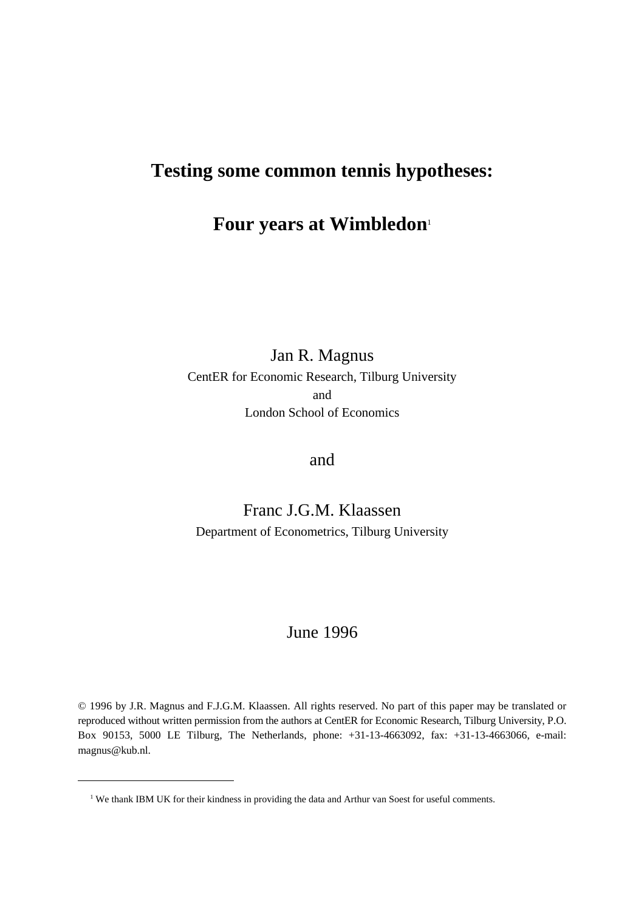# Testing some common tennis hypotheses:

# Four years at Wimbledon[1]

Jan R. Magnus

CentER for Economic Research, Tilburg University

and

London School of Economics

and

Franc J.G.M. Klaassen

Department of Econometrics, Tilburg University

June 1996

© 1996 by J.R. Magnus and F.J.G.M. Klaassen. All rights reserved. No part of this paper may be translated or reproduced without written permission from the authors at CentER for Economic Research, Tilburg University, P.O. Box 90153, 5000 LE Tilburg, The Netherlands, phone: +31-13-4663092, fax: +31-13-4663066, e-mail: magnus@kub.nl.

---

[1] We thank IBM UK for their kindness in providing the data and Arthur van Soest for useful comments.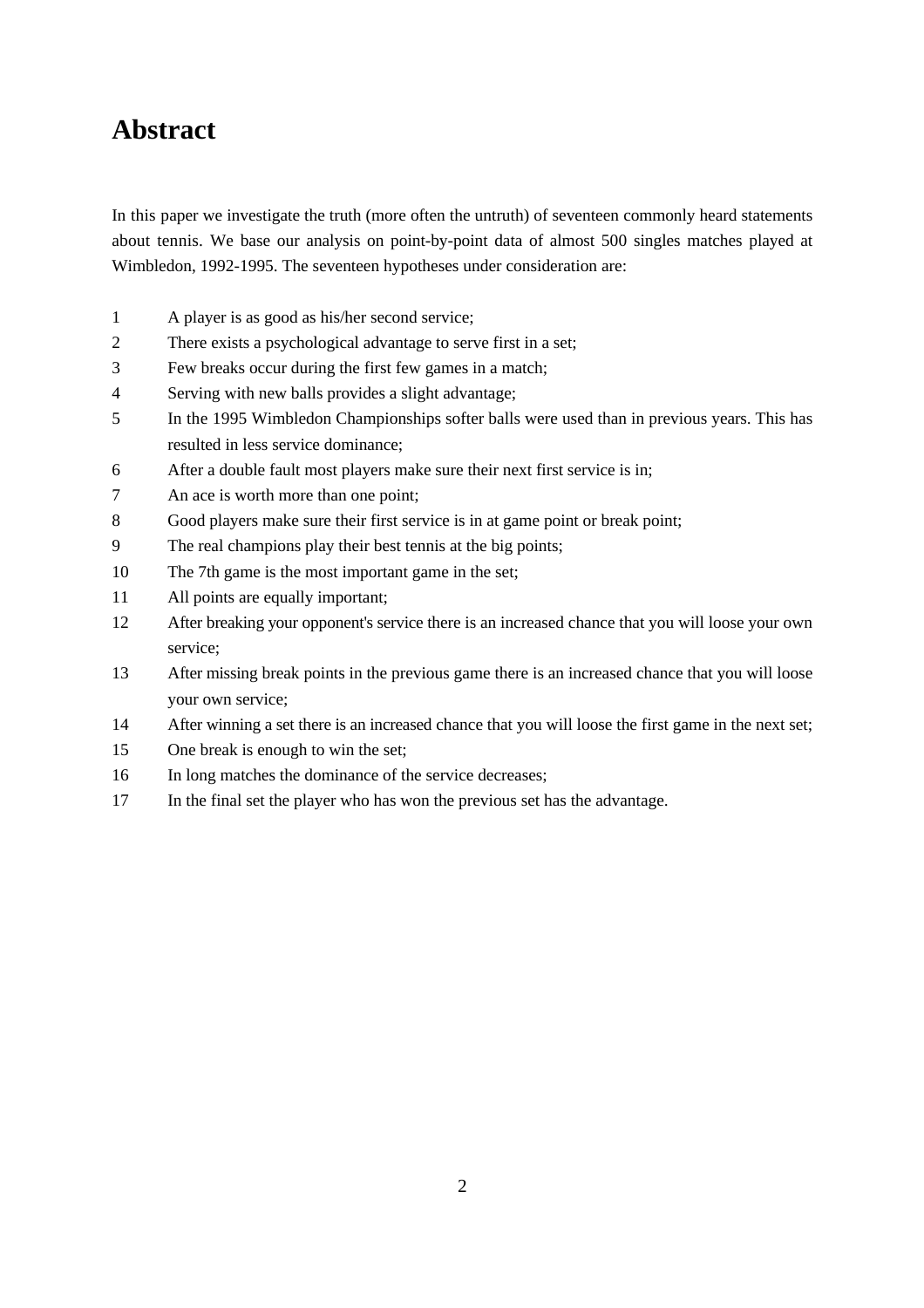# Abstract

In this paper we investigate the truth (more often the untruth) of seventeen commonly heard statements about tennis. We base our analysis on point-by-point data of almost 500 singles matches played at Wimbledon, 1992-1995. The seventeen hypotheses under consideration are:

1. A player is as good as his/her second service;
2. There exists a psychological advantage to serve first in a set;
3. Few breaks occur during the first few games in a match;
4. Serving with new balls provides a slight advantage;
5. In the 1995 Wimbledon Championships softer balls were used than in previous years. This has resulted in less service dominance;
6. After a double fault most players make sure their next first service is in;
7. An ace is worth more than one point;
8. Good players make sure their first service is in at game point or break point;
9. The real champions play their best tennis at the big points;
10. The 7th game is the most important game in the set;
11. All points are equally important;
12. After breaking your opponent's service there is an increased chance that you will loose your own service;
13. After missing break points in the previous game there is an increased chance that you will loose your own service;
14. After winning a set there is an increased chance that you will loose the first game in the next set;
15. One break is enough to win the set;
16. In long matches the dominance of the service decreases;
17. In the final set the player who has won the previous set has the advantage.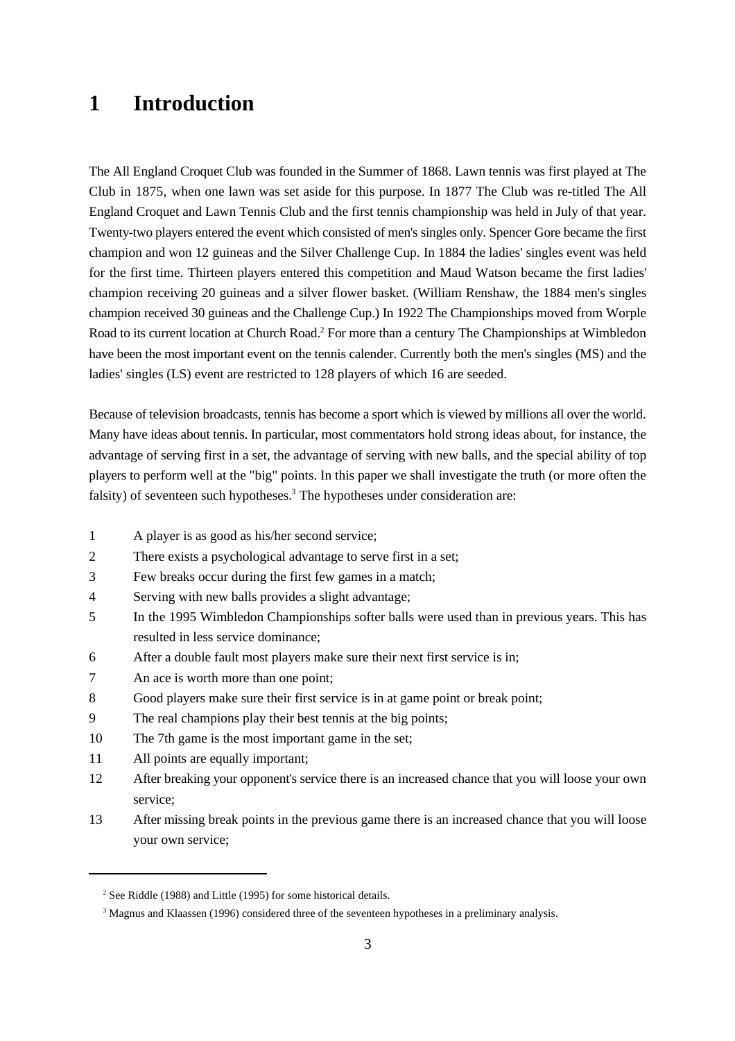# 1 Introduction

The All England Croquet Club was founded in the Summer of 1868. Lawn tennis was first played at The Club in 1875, when one lawn was set aside for this purpose. In 1877 The Club was re-titled The All England Croquet and Lawn Tennis Club and the first tennis championship was held in July of that year. Twenty-two players entered the event which consisted of men's singles only. Spencer Gore became the first champion and won 12 guineas and the Silver Challenge Cup. In 1884 the ladies' singles event was held for the first time. Thirteen players entered this competition and Maud Watson became the first ladies' champion receiving 20 guineas and a silver flower basket. (William Renshaw, the 1884 men's singles champion received 30 guineas and the Challenge Cup.) In 1922 The Championships moved from Worple Road to its current location at Church Road.[2] For more than a century The Championships at Wimbledon have been the most important event on the tennis calender. Currently both the men's singles (MS) and the ladies' singles (LS) event are restricted to 128 players of which 16 are seeded.

Because of television broadcasts, tennis has become a sport which is viewed by millions all over the world. Many have ideas about tennis. In particular, most commentators hold strong ideas about, for instance, the advantage of serving first in a set, the advantage of serving with new balls, and the special ability of top players to perform well at the "big" points. In this paper we shall investigate the truth (or more often the falsity) of seventeen such hypotheses.[3] The hypotheses under consideration are:

1. A player is as good as his/her second service;
2. There exists a psychological advantage to serve first in a set;
3. Few breaks occur during the first few games in a match;
4. Serving with new balls provides a slight advantage;
5. In the 1995 Wimbledon Championships softer balls were used than in previous years. This has resulted in less service dominance;
6. After a double fault most players make sure their next first service is in;
7. An ace is worth more than one point;
8. Good players make sure their first service is in at game point or break point;
9. The real champions play their best tennis at the big points;
10. The 7th game is the most important game in the set;
11. All points are equally important;
12. After breaking your opponent's service there is an increased chance that you will loose your own service;
13. After missing break points in the previous game there is an increased chance that you will loose your own service;

[2] See Riddle (1988) and Little (1995) for some historical details.

[3] Magnus and Klaassen (1996) considered three of the seventeen hypotheses in a preliminary analysis.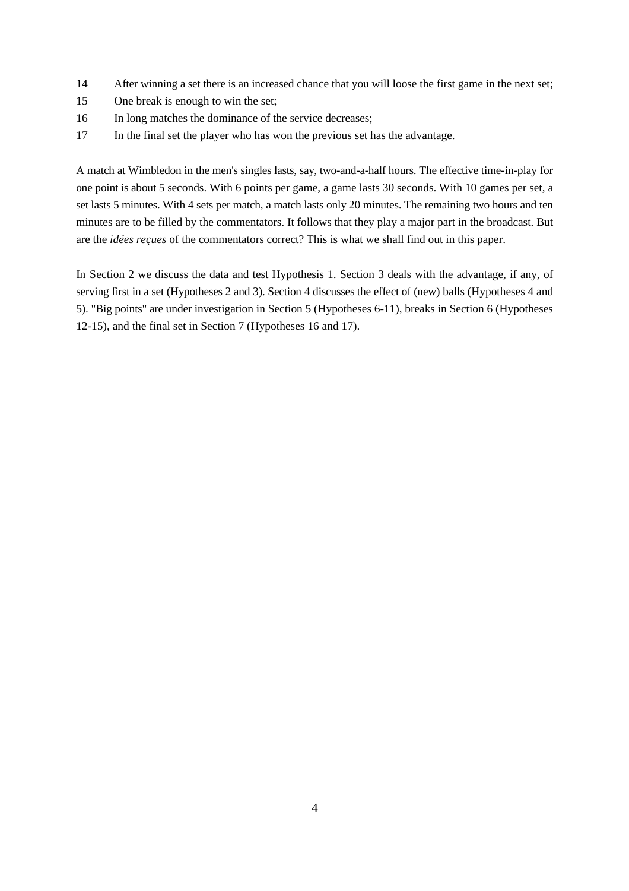14 After winning a set there is an increased chance that you will loose the first game in the next set;

15 One break is enough to win the set;

16 In long matches the dominance of the service decreases;

17 In the final set the player who has won the previous set has the advantage.

A match at Wimbledon in the men's singles lasts, say, two-and-a-half hours. The effective time-in-play for one point is about 5 seconds. With 6 points per game, a game lasts 30 seconds. With 10 games per set, a set lasts 5 minutes. With 4 sets per match, a match lasts only 20 minutes. The remaining two hours and ten minutes are to be filled by the commentators. It follows that they play a major part in the broadcast. But are the *idées reçues* of the commentators correct? This is what we shall find out in this paper.

In Section 2 we discuss the data and test Hypothesis 1. Section 3 deals with the advantage, if any, of serving first in a set (Hypotheses 2 and 3). Section 4 discusses the effect of (new) balls (Hypotheses 4 and 5). "Big points" are under investigation in Section 5 (Hypotheses 6-11), breaks in Section 6 (Hypotheses 12-15), and the final set in Section 7 (Hypotheses 16 and 17).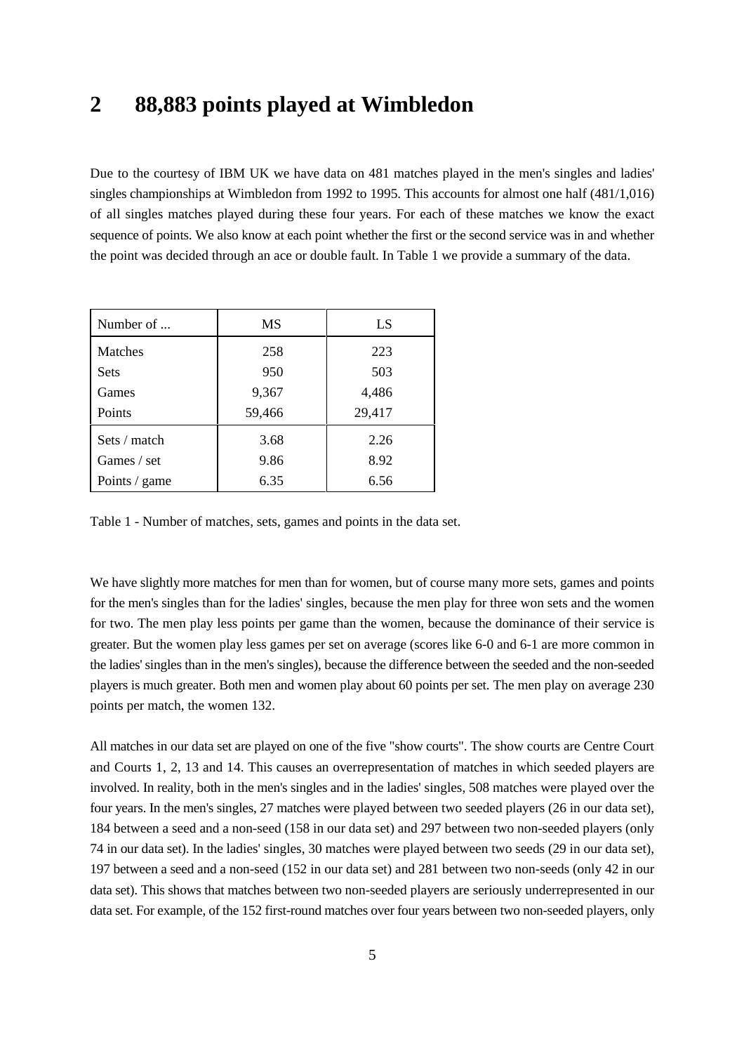## 2 88,883 points played at Wimbledon

Due to the courtesy of IBM UK we have data on 481 matches played in the men's singles and ladies' singles championships at Wimbledon from 1992 to 1995. This accounts for almost one half (481/1,016) of all singles matches played during these four years. For each of these matches we know the exact sequence of points. We also know at each point whether the first or the second service was in and whether the point was decided through an ace or double fault. In Table 1 we provide a summary of the data.

| Number of ... | MS | LS |
|---|---|---|
| Matches | 258 | 223 |
| Sets | 950 | 503 |
| Games | 9,367 | 4,486 |
| Points | 59,466 | 29,417 |
| Sets / match | 3.68 | 2.26 |
| Games / set | 9.86 | 8.92 |
| Points / game | 6.35 | 6.56 |

Table 1 - Number of matches, sets, games and points in the data set.

We have slightly more matches for men than for women, but of course many more sets, games and points for the men's singles than for the ladies' singles, because the men play for three won sets and the women for two. The men play less points per game than the women, because the dominance of their service is greater. But the women play less games per set on average (scores like 6-0 and 6-1 are more common in the ladies' singles than in the men's singles), because the difference between the seeded and the non-seeded players is much greater. Both men and women play about 60 points per set. The men play on average 230 points per match, the women 132.

All matches in our data set are played on one of the five "show courts". The show courts are Centre Court and Courts 1, 2, 13 and 14. This causes an overrepresentation of matches in which seeded players are involved. In reality, both in the men's singles and in the ladies' singles, 508 matches were played over the four years. In the men's singles, 27 matches were played between two seeded players (26 in our data set), 184 between a seed and a non-seed (158 in our data set) and 297 between two non-seeded players (only 74 in our data set). In the ladies' singles, 30 matches were played between two seeds (29 in our data set), 197 between a seed and a non-seed (152 in our data set) and 281 between two non-seeds (only 42 in our data set). This shows that matches between two non-seeded players are seriously underrepresented in our data set. For example, of the 152 first-round matches over four years between two non-seeded players, only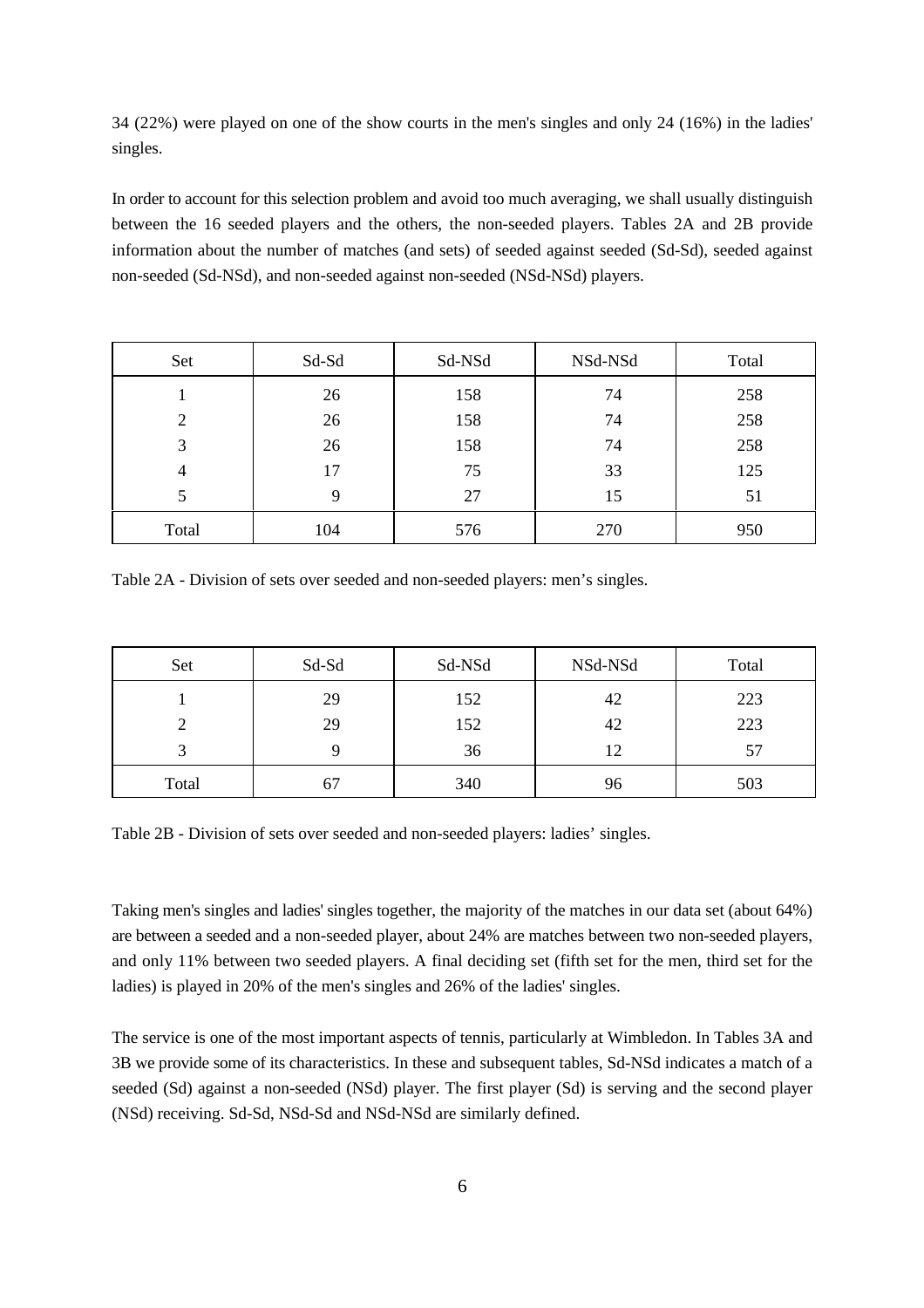34 (22%) were played on one of the show courts in the men's singles and only 24 (16%) in the ladies' singles.

In order to account for this selection problem and avoid too much averaging, we shall usually distinguish between the 16 seeded players and the others, the non-seeded players. Tables 2A and 2B provide information about the number of matches (and sets) of seeded against seeded (Sd-Sd), seeded against non-seeded (Sd-NSd), and non-seeded against non-seeded (NSd-NSd) players.

| Set | Sd-Sd | Sd-NSd | NSd-NSd | Total |
|---|---|---|---|---|
| 1 | 26 | 158 | 74 | 258 |
| 2 | 26 | 158 | 74 | 258 |
| 3 | 26 | 158 | 74 | 258 |
| 4 | 17 | 75 | 33 | 125 |
| 5 | 9 | 27 | 15 | 51 |
| Total | 104 | 576 | 270 | 950 |

Table 2A - Division of sets over seeded and non-seeded players: men's singles.

| Set | Sd-Sd | Sd-NSd | NSd-NSd | Total |
|---|---|---|---|---|
| 1 | 29 | 152 | 42 | 223 |
| 2 | 29 | 152 | 42 | 223 |
| 3 | 9 | 36 | 12 | 57 |
| Total | 67 | 340 | 96 | 503 |

Table 2B - Division of sets over seeded and non-seeded players: ladies' singles.

Taking men's singles and ladies' singles together, the majority of the matches in our data set (about 64%) are between a seeded and a non-seeded player, about 24% are matches between two non-seeded players, and only 11% between two seeded players. A final deciding set (fifth set for the men, third set for the ladies) is played in 20% of the men's singles and 26% of the ladies' singles.

The service is one of the most important aspects of tennis, particularly at Wimbledon. In Tables 3A and 3B we provide some of its characteristics. In these and subsequent tables, Sd-NSd indicates a match of a seeded (Sd) against a non-seeded (NSd) player. The first player (Sd) is serving and the second player (NSd) receiving. Sd-Sd, NSd-Sd and NSd-NSd are similarly defined.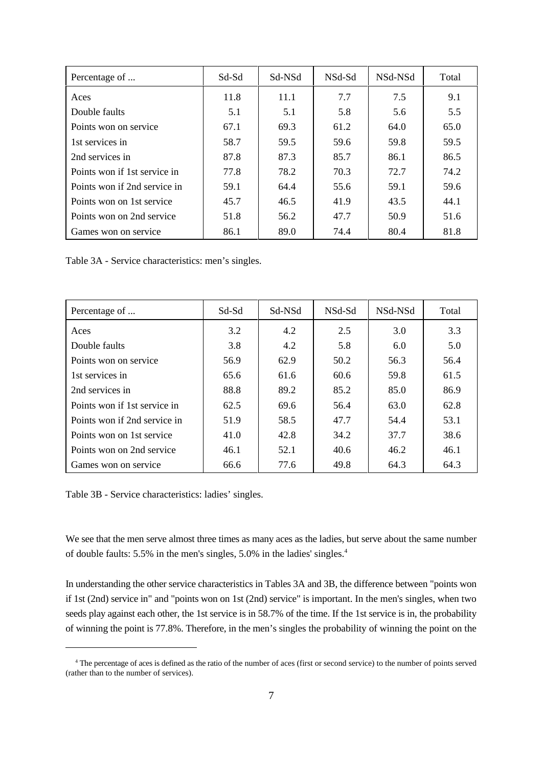| Percentage of ... | Sd-Sd | Sd-NSd | NSd-Sd | NSd-NSd | Total |
|---|---|---|---|---|---|
| Aces | 11.8 | 11.1 | 7.7 | 7.5 | 9.1 |
| Double faults | 5.1 | 5.1 | 5.8 | 5.6 | 5.5 |
| Points won on service | 67.1 | 69.3 | 61.2 | 64.0 | 65.0 |
| 1st services in | 58.7 | 59.5 | 59.6 | 59.8 | 59.5 |
| 2nd services in | 87.8 | 87.3 | 85.7 | 86.1 | 86.5 |
| Points won if 1st service in | 77.8 | 78.2 | 70.3 | 72.7 | 74.2 |
| Points won if 2nd service in | 59.1 | 64.4 | 55.6 | 59.1 | 59.6 |
| Points won on 1st service | 45.7 | 46.5 | 41.9 | 43.5 | 44.1 |
| Points won on 2nd service | 51.8 | 56.2 | 47.7 | 50.9 | 51.6 |
| Games won on service | 86.1 | 89.0 | 74.4 | 80.4 | 81.8 |

Table 3A - Service characteristics: men's singles.

| Percentage of ... | Sd-Sd | Sd-NSd | NSd-Sd | NSd-NSd | Total |
|---|---|---|---|---|---|
| Aces | 3.2 | 4.2 | 2.5 | 3.0 | 3.3 |
| Double faults | 3.8 | 4.2 | 5.8 | 6.0 | 5.0 |
| Points won on service | 56.9 | 62.9 | 50.2 | 56.3 | 56.4 |
| 1st services in | 65.6 | 61.6 | 60.6 | 59.8 | 61.5 |
| 2nd services in | 88.8 | 89.2 | 85.2 | 85.0 | 86.9 |
| Points won if 1st service in | 62.5 | 69.6 | 56.4 | 63.0 | 62.8 |
| Points won if 2nd service in | 51.9 | 58.5 | 47.7 | 54.4 | 53.1 |
| Points won on 1st service | 41.0 | 42.8 | 34.2 | 37.7 | 38.6 |
| Points won on 2nd service | 46.1 | 52.1 | 40.6 | 46.2 | 46.1 |
| Games won on service | 66.6 | 77.6 | 49.8 | 64.3 | 64.3 |

Table 3B - Service characteristics: ladies' singles.

We see that the men serve almost three times as many aces as the ladies, but serve about the same number of double faults: 5.5% in the men's singles, 5.0% in the ladies' singles.[4]

In understanding the other service characteristics in Tables 3A and 3B, the difference between "points won if 1st (2nd) service in" and "points won on 1st (2nd) service" is important. In the men's singles, when two seeds play against each other, the 1st service is in 58.7% of the time. If the 1st service is in, the probability of winning the point is 77.8%. Therefore, in the men's singles the probability of winning the point on the

[4] The percentage of aces is defined as the ratio of the number of aces (first or second service) to the number of points served (rather than to the number of services).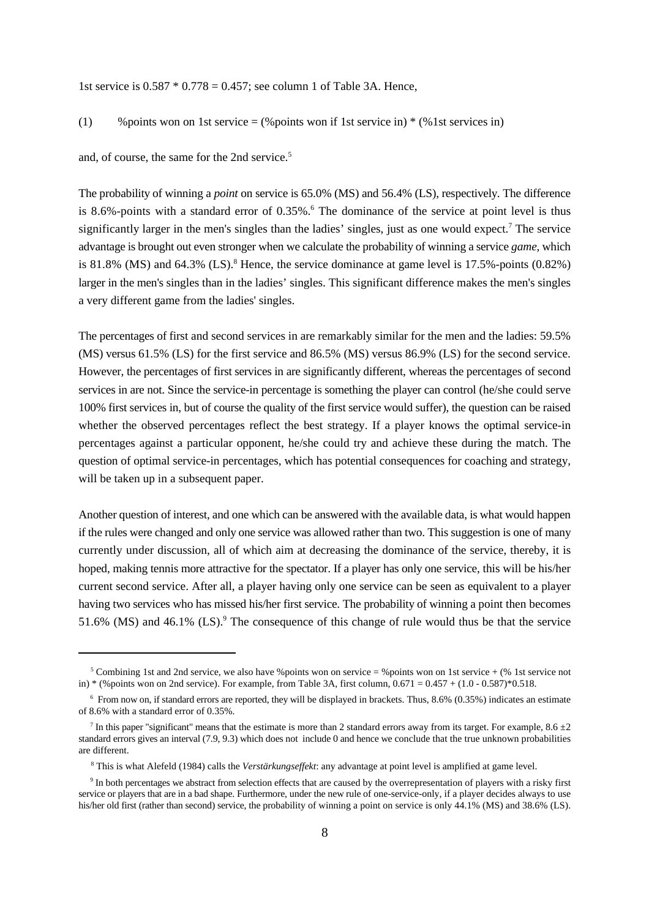1st service is $0.587 * 0.778 = 0.457$; see column 1 of Table 3A. Hence,

(1) %points won on 1st service = (%points won if 1st service in) * (%1st services in)

and, of course, the same for the 2nd service.[5]

The probability of winning a *point* on service is 65.0% (MS) and 56.4% (LS), respectively. The difference is 8.6%-points with a standard error of 0.35%.[6] The dominance of the service at point level is thus significantly larger in the men's singles than the ladies' singles, just as one would expect.[7] The service advantage is brought out even stronger when we calculate the probability of winning a service *game,* which is 81.8% (MS) and 64.3% (LS).[8] Hence, the service dominance at game level is 17.5%-points (0.82%) larger in the men's singles than in the ladies' singles. This significant difference makes the men's singles a very different game from the ladies' singles.

The percentages of first and second services in are remarkably similar for the men and the ladies: 59.5% (MS) versus 61.5% (LS) for the first service and 86.5% (MS) versus 86.9% (LS) for the second service. However, the percentages of first services in are significantly different, whereas the percentages of second services in are not. Since the service-in percentage is something the player can control (he/she could serve 100% first services in, but of course the quality of the first service would suffer), the question can be raised whether the observed percentages reflect the best strategy. If a player knows the optimal service-in percentages against a particular opponent, he/she could try and achieve these during the match. The question of optimal service-in percentages, which has potential consequences for coaching and strategy, will be taken up in a subsequent paper.

Another question of interest, and one which can be answered with the available data, is what would happen if the rules were changed and only one service was allowed rather than two. This suggestion is one of many currently under discussion, all of which aim at decreasing the dominance of the service, thereby, it is hoped, making tennis more attractive for the spectator. If a player has only one service, this will be his/her current second service. After all, a player having only one service can be seen as equivalent to a player having two services who has missed his/her first service. The probability of winning a point then becomes 51.6% (MS) and 46.1% (LS).[9] The consequence of this change of rule would thus be that the service

---

[5] Combining 1st and 2nd service, we also have %points won on service = %points won on 1st service + (% 1st service not in) * (%points won on 2nd service). For example, from Table 3A, first column, $0.671 = 0.457 + (1.0 - 0.587)*0.518$.

[6] From now on, if standard errors are reported, they will be displayed in brackets. Thus, 8.6% (0.35%) indicates an estimate of 8.6% with a standard error of 0.35%.

[7] In this paper "significant" means that the estimate is more than 2 standard errors away from its target. For example, $8.6 \pm 2$ standard errors gives an interval (7.9, 9.3) which does not include 0 and hence we conclude that the true unknown probabilities are different.

[8] This is what Alefeld (1984) calls the *Verstärkungseffekt*: any advantage at point level is amplified at game level.

[9] In both percentages we abstract from selection effects that are caused by the overrepresentation of players with a risky first service or players that are in a bad shape. Furthermore, under the new rule of one-service-only, if a player decides always to use his/her old first (rather than second) service, the probability of winning a point on service is only 44.1% (MS) and 38.6% (LS).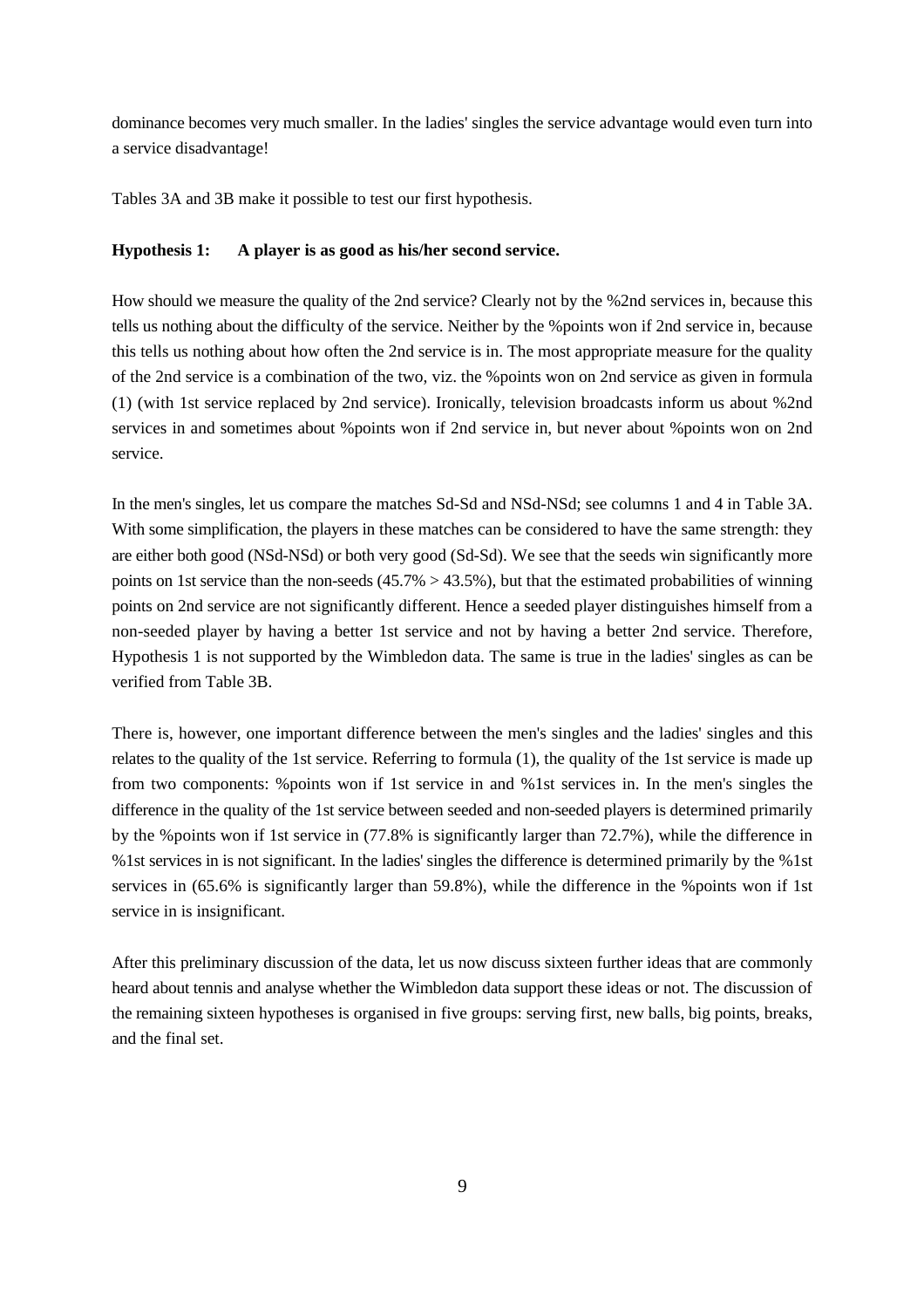dominance becomes very much smaller. In the ladies' singles the service advantage would even turn into a service disadvantage!

Tables 3A and 3B make it possible to test our first hypothesis.

**Hypothesis 1: A player is as good as his/her second service.**

How should we measure the quality of the 2nd service? Clearly not by the %2nd services in, because this tells us nothing about the difficulty of the service. Neither by the %points won if 2nd service in, because this tells us nothing about how often the 2nd service is in. The most appropriate measure for the quality of the 2nd service is a combination of the two, viz. the %points won on 2nd service as given in formula (1) (with 1st service replaced by 2nd service). Ironically, television broadcasts inform us about %2nd services in and sometimes about %points won if 2nd service in, but never about %points won on 2nd service.

In the men's singles, let us compare the matches Sd-Sd and NSd-NSd; see columns 1 and 4 in Table 3A. With some simplification, the players in these matches can be considered to have the same strength: they are either both good (NSd-NSd) or both very good (Sd-Sd). We see that the seeds win significantly more points on 1st service than the non-seeds (45.7% > 43.5%), but that the estimated probabilities of winning points on 2nd service are not significantly different. Hence a seeded player distinguishes himself from a non-seeded player by having a better 1st service and not by having a better 2nd service. Therefore, Hypothesis 1 is not supported by the Wimbledon data. The same is true in the ladies' singles as can be verified from Table 3B.

There is, however, one important difference between the men's singles and the ladies' singles and this relates to the quality of the 1st service. Referring to formula (1), the quality of the 1st service is made up from two components: %points won if 1st service in and %1st services in. In the men's singles the difference in the quality of the 1st service between seeded and non-seeded players is determined primarily by the %points won if 1st service in (77.8% is significantly larger than 72.7%), while the difference in %1st services in is not significant. In the ladies' singles the difference is determined primarily by the %1st services in (65.6% is significantly larger than 59.8%), while the difference in the %points won if 1st service in is insignificant.

After this preliminary discussion of the data, let us now discuss sixteen further ideas that are commonly heard about tennis and analyse whether the Wimbledon data support these ideas or not. The discussion of the remaining sixteen hypotheses is organised in five groups: serving first, new balls, big points, breaks, and the final set.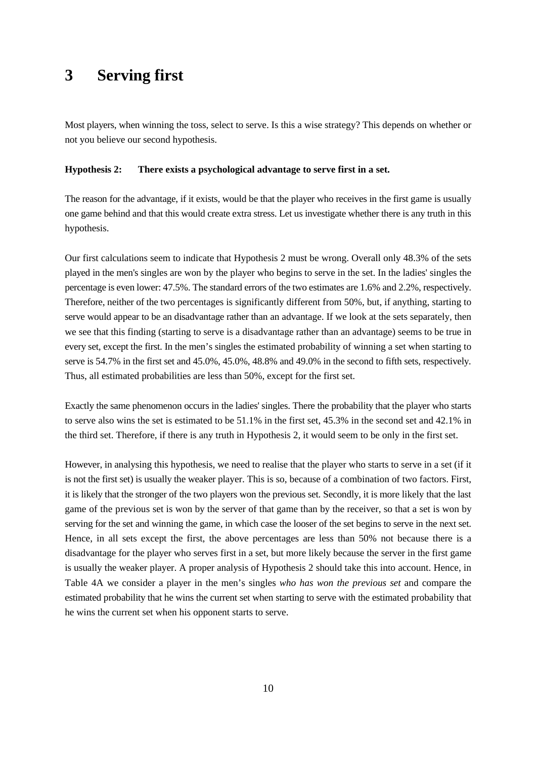# 3 Serving first

Most players, when winning the toss, select to serve. Is this a wise strategy? This depends on whether or not you believe our second hypothesis.

**Hypothesis 2: There exists a psychological advantage to serve first in a set.**

The reason for the advantage, if it exists, would be that the player who receives in the first game is usually one game behind and that this would create extra stress. Let us investigate whether there is any truth in this hypothesis.

Our first calculations seem to indicate that Hypothesis 2 must be wrong. Overall only 48.3% of the sets played in the men's singles are won by the player who begins to serve in the set. In the ladies' singles the percentage is even lower: 47.5%. The standard errors of the two estimates are 1.6% and 2.2%, respectively. Therefore, neither of the two percentages is significantly different from 50%, but, if anything, starting to serve would appear to be an disadvantage rather than an advantage. If we look at the sets separately, then we see that this finding (starting to serve is a disadvantage rather than an advantage) seems to be true in every set, except the first. In the men's singles the estimated probability of winning a set when starting to serve is 54.7% in the first set and 45.0%, 45.0%, 48.8% and 49.0% in the second to fifth sets, respectively. Thus, all estimated probabilities are less than 50%, except for the first set.

Exactly the same phenomenon occurs in the ladies' singles. There the probability that the player who starts to serve also wins the set is estimated to be 51.1% in the first set, 45.3% in the second set and 42.1% in the third set. Therefore, if there is any truth in Hypothesis 2, it would seem to be only in the first set.

However, in analysing this hypothesis, we need to realise that the player who starts to serve in a set (if it is not the first set) is usually the weaker player. This is so, because of a combination of two factors. First, it is likely that the stronger of the two players won the previous set. Secondly, it is more likely that the last game of the previous set is won by the server of that game than by the receiver, so that a set is won by serving for the set and winning the game, in which case the looser of the set begins to serve in the next set. Hence, in all sets except the first, the above percentages are less than 50% not because there is a disadvantage for the player who serves first in a set, but more likely because the server in the first game is usually the weaker player. A proper analysis of Hypothesis 2 should take this into account. Hence, in Table 4A we consider a player in the men's singles *who has won the previous set* and compare the estimated probability that he wins the current set when starting to serve with the estimated probability that he wins the current set when his opponent starts to serve.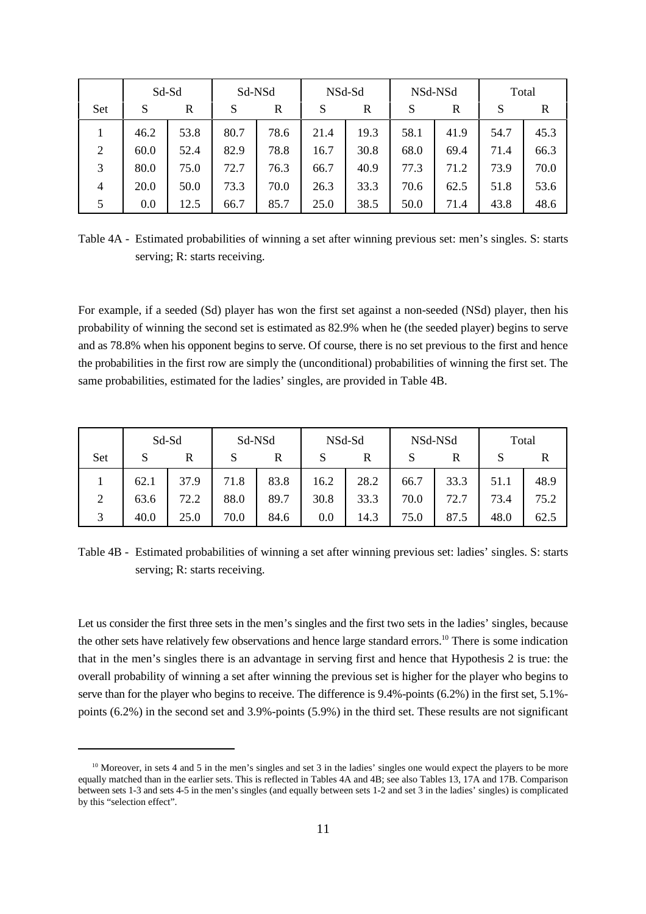| | Sd-Sd | | Sd-NSd | | NSd-Sd | | NSd-NSd | | Total | |
|---|---|---|---|---|---|---|---|---|---|---|
| Set | S | R | S | R | S | R | S | R | S | R |
| 1 | 46.2 | 53.8 | 80.7 | 78.6 | 21.4 | 19.3 | 58.1 | 41.9 | 54.7 | 45.3 |
| 2 | 60.0 | 52.4 | 82.9 | 78.8 | 16.7 | 30.8 | 68.0 | 69.4 | 71.4 | 66.3 |
| 3 | 80.0 | 75.0 | 72.7 | 76.3 | 66.7 | 40.9 | 77.3 | 71.2 | 73.9 | 70.0 |
| 4 | 20.0 | 50.0 | 73.3 | 70.0 | 26.3 | 33.3 | 70.6 | 62.5 | 51.8 | 53.6 |
| 5 | 0.0 | 12.5 | 66.7 | 85.7 | 25.0 | 38.5 | 50.0 | 71.4 | 43.8 | 48.6 |

Table 4A - Estimated probabilities of winning a set after winning previous set: men's singles. S: starts serving; R: starts receiving.

For example, if a seeded (Sd) player has won the first set against a non-seeded (NSd) player, then his probability of winning the second set is estimated as 82.9% when he (the seeded player) begins to serve and as 78.8% when his opponent begins to serve. Of course, there is no set previous to the first and hence the probabilities in the first row are simply the (unconditional) probabilities of winning the first set. The same probabilities, estimated for the ladies' singles, are provided in Table 4B.

| | Sd-Sd | | Sd-NSd | | NSd-Sd | | NSd-NSd | | Total | |
|---|---|---|---|---|---|---|---|---|---|---|
| Set | S | R | S | R | S | R | S | R | S | R |
| 1 | 62.1 | 37.9 | 71.8 | 83.8 | 16.2 | 28.2 | 66.7 | 33.3 | 51.1 | 48.9 |
| 2 | 63.6 | 72.2 | 88.0 | 89.7 | 30.8 | 33.3 | 70.0 | 72.7 | 73.4 | 75.2 |
| 3 | 40.0 | 25.0 | 70.0 | 84.6 | 0.0 | 14.3 | 75.0 | 87.5 | 48.0 | 62.5 |

Table 4B - Estimated probabilities of winning a set after winning previous set: ladies' singles. S: starts serving; R: starts receiving.

Let us consider the first three sets in the men's singles and the first two sets in the ladies' singles, because the other sets have relatively few observations and hence large standard errors.[10] There is some indication that in the men's singles there is an advantage in serving first and hence that Hypothesis 2 is true: the overall probability of winning a set after winning the previous set is higher for the player who begins to serve than for the player who begins to receive. The difference is 9.4%-points (6.2%) in the first set, 5.1%-points (6.2%) in the second set and 3.9%-points (5.9%) in the third set. These results are not significant

[10] Moreover, in sets 4 and 5 in the men's singles and set 3 in the ladies' singles one would expect the players to be more equally matched than in the earlier sets. This is reflected in Tables 4A and 4B; see also Tables 13, 17A and 17B. Comparison between sets 1-3 and sets 4-5 in the men's singles (and equally between sets 1-2 and set 3 in the ladies' singles) is complicated by this "selection effect".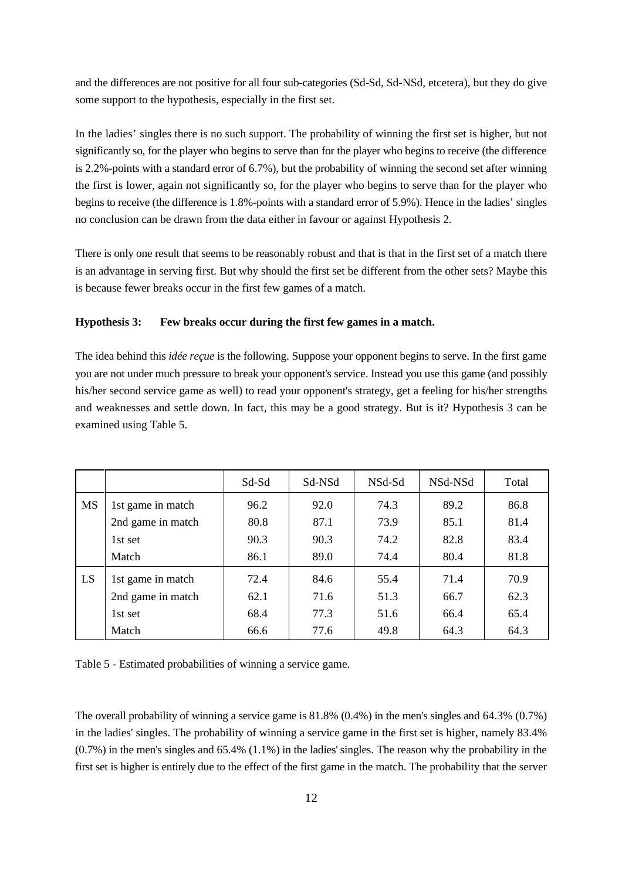and the differences are not positive for all four sub-categories (Sd-Sd, Sd-NSd, etcetera), but they do give some support to the hypothesis, especially in the first set.

In the ladies' singles there is no such support. The probability of winning the first set is higher, but not significantly so, for the player who begins to serve than for the player who begins to receive (the difference is 2.2%-points with a standard error of 6.7%), but the probability of winning the second set after winning the first is lower, again not significantly so, for the player who begins to serve than for the player who begins to receive (the difference is 1.8%-points with a standard error of 5.9%). Hence in the ladies' singles no conclusion can be drawn from the data either in favour or against Hypothesis 2.

There is only one result that seems to be reasonably robust and that is that in the first set of a match there is an advantage in serving first. But why should the first set be different from the other sets? Maybe this is because fewer breaks occur in the first few games of a match.

**Hypothesis 3: Few breaks occur during the first few games in a match.**

The idea behind this *idée reçue* is the following. Suppose your opponent begins to serve. In the first game you are not under much pressure to break your opponent's service. Instead you use this game (and possibly his/her second service game as well) to read your opponent's strategy, get a feeling for his/her strengths and weaknesses and settle down. In fact, this may be a good strategy. But is it? Hypothesis 3 can be examined using Table 5.

| | | Sd-Sd | Sd-NSd | NSd-Sd | NSd-NSd | Total |
|---|---|---|---|---|---|---|
| MS | 1st game in match | 96.2 | 92.0 | 74.3 | 89.2 | 86.8 |
| | 2nd game in match | 80.8 | 87.1 | 73.9 | 85.1 | 81.4 |
| | 1st set | 90.3 | 90.3 | 74.2 | 82.8 | 83.4 |
| | Match | 86.1 | 89.0 | 74.4 | 80.4 | 81.8 |
| LS | 1st game in match | 72.4 | 84.6 | 55.4 | 71.4 | 70.9 |
| | 2nd game in match | 62.1 | 71.6 | 51.3 | 66.7 | 62.3 |
| | 1st set | 68.4 | 77.3 | 51.6 | 66.4 | 65.4 |
| | Match | 66.6 | 77.6 | 49.8 | 64.3 | 64.3 |

Table 5 - Estimated probabilities of winning a service game.

The overall probability of winning a service game is 81.8% (0.4%) in the men's singles and 64.3% (0.7%) in the ladies' singles. The probability of winning a service game in the first set is higher, namely 83.4% (0.7%) in the men's singles and 65.4% (1.1%) in the ladies' singles. The reason why the probability in the first set is higher is entirely due to the effect of the first game in the match. The probability that the server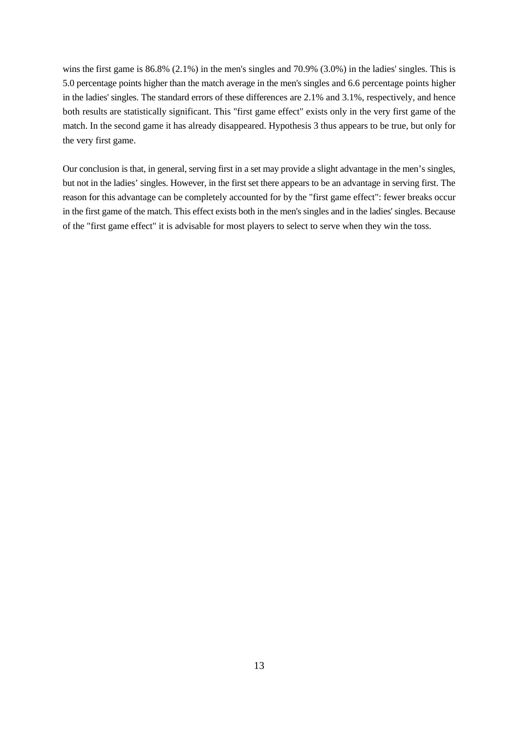wins the first game is 86.8% (2.1%) in the men's singles and 70.9% (3.0%) in the ladies' singles. This is 5.0 percentage points higher than the match average in the men's singles and 6.6 percentage points higher in the ladies' singles. The standard errors of these differences are 2.1% and 3.1%, respectively, and hence both results are statistically significant. This "first game effect" exists only in the very first game of the match. In the second game it has already disappeared. Hypothesis 3 thus appears to be true, but only for the very first game.

Our conclusion is that, in general, serving first in a set may provide a slight advantage in the men's singles, but not in the ladies' singles. However, in the first set there appears to be an advantage in serving first. The reason for this advantage can be completely accounted for by the "first game effect": fewer breaks occur in the first game of the match. This effect exists both in the men's singles and in the ladies' singles. Because of the "first game effect" it is advisable for most players to select to serve when they win the toss.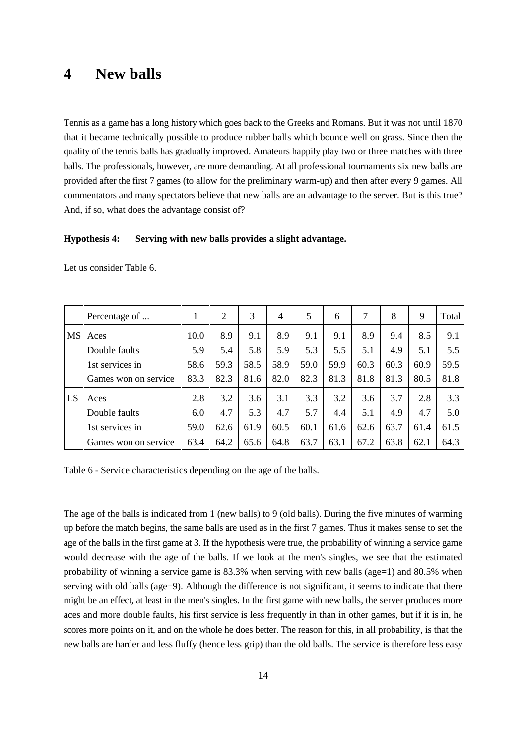# 4 New balls

Tennis as a game has a long history which goes back to the Greeks and Romans. But it was not until 1870 that it became technically possible to produce rubber balls which bounce well on grass. Since then the quality of the tennis balls has gradually improved. Amateurs happily play two or three matches with three balls. The professionals, however, are more demanding. At all professional tournaments six new balls are provided after the first 7 games (to allow for the preliminary warm-up) and then after every 9 games. All commentators and many spectators believe that new balls are an advantage to the server. But is this true? And, if so, what does the advantage consist of?

**Hypothesis 4: Serving with new balls provides a slight advantage.**

Let us consider Table 6.

| | Percentage of ... | 1 | 2 | 3 | 4 | 5 | 6 | 7 | 8 | 9 | Total |
|---|---|---|---|---|---|---|---|---|---|---|---|
| MS | Aces | 10.0 | 8.9 | 9.1 | 8.9 | 9.1 | 9.1 | 8.9 | 9.4 | 8.5 | 9.1 |
| | Double faults | 5.9 | 5.4 | 5.8 | 5.9 | 5.3 | 5.5 | 5.1 | 4.9 | 5.1 | 5.5 |
| | 1st services in | 58.6 | 59.3 | 58.5 | 58.9 | 59.0 | 59.9 | 60.3 | 60.3 | 60.9 | 59.5 |
| | Games won on service | 83.3 | 82.3 | 81.6 | 82.0 | 82.3 | 81.3 | 81.8 | 81.3 | 80.5 | 81.8 |
| LS | Aces | 2.8 | 3.2 | 3.6 | 3.1 | 3.3 | 3.2 | 3.6 | 3.7 | 2.8 | 3.3 |
| | Double faults | 6.0 | 4.7 | 5.3 | 4.7 | 5.7 | 4.4 | 5.1 | 4.9 | 4.7 | 5.0 |
| | 1st services in | 59.0 | 62.6 | 61.9 | 60.5 | 60.1 | 61.6 | 62.6 | 63.7 | 61.4 | 61.5 |
| | Games won on service | 63.4 | 64.2 | 65.6 | 64.8 | 63.7 | 63.1 | 67.2 | 63.8 | 62.1 | 64.3 |

Table 6 - Service characteristics depending on the age of the balls.

The age of the balls is indicated from 1 (new balls) to 9 (old balls). During the five minutes of warming up before the match begins, the same balls are used as in the first 7 games. Thus it makes sense to set the age of the balls in the first game at 3. If the hypothesis were true, the probability of winning a service game would decrease with the age of the balls. If we look at the men's singles, we see that the estimated probability of winning a service game is 83.3% when serving with new balls (age=1) and 80.5% when serving with old balls (age=9). Although the difference is not significant, it seems to indicate that there might be an effect, at least in the men's singles. In the first game with new balls, the server produces more aces and more double faults, his first service is less frequently in than in other games, but if it is in, he scores more points on it, and on the whole he does better. The reason for this, in all probability, is that the new balls are harder and less fluffy (hence less grip) than the old balls. The service is therefore less easy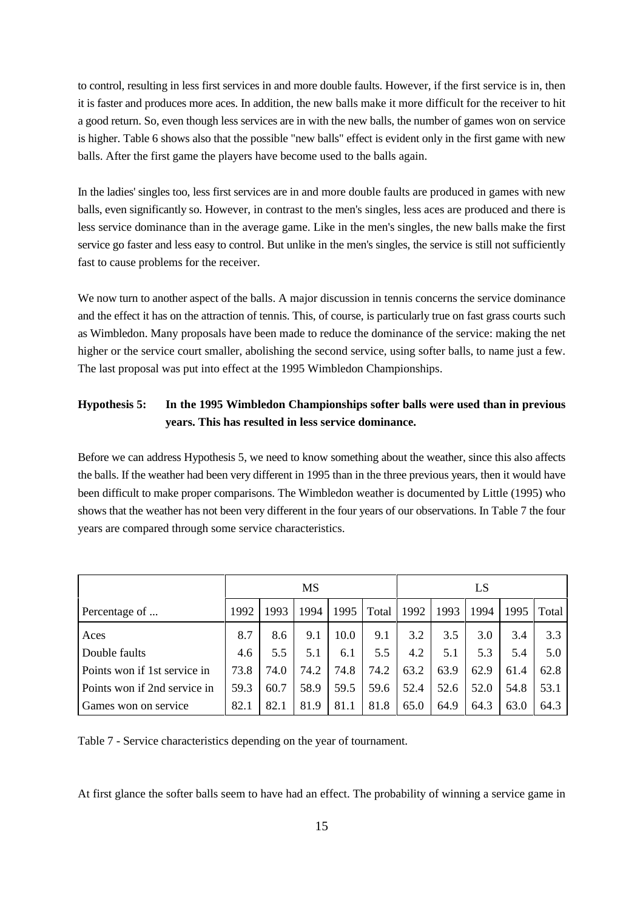to control, resulting in less first services in and more double faults. However, if the first service is in, then it is faster and produces more aces. In addition, the new balls make it more difficult for the receiver to hit a good return. So, even though less services are in with the new balls, the number of games won on service is higher. Table 6 shows also that the possible "new balls" effect is evident only in the first game with new balls. After the first game the players have become used to the balls again.

In the ladies' singles too, less first services are in and more double faults are produced in games with new balls, even significantly so. However, in contrast to the men's singles, less aces are produced and there is less service dominance than in the average game. Like in the men's singles, the new balls make the first service go faster and less easy to control. But unlike in the men's singles, the service is still not sufficiently fast to cause problems for the receiver.

We now turn to another aspect of the balls. A major discussion in tennis concerns the service dominance and the effect it has on the attraction of tennis. This, of course, is particularly true on fast grass courts such as Wimbledon. Many proposals have been made to reduce the dominance of the service: making the net higher or the service court smaller, abolishing the second service, using softer balls, to name just a few. The last proposal was put into effect at the 1995 Wimbledon Championships.

**Hypothesis 5: In the 1995 Wimbledon Championships softer balls were used than in previous years. This has resulted in less service dominance.**

Before we can address Hypothesis 5, we need to know something about the weather, since this also affects the balls. If the weather had been very different in 1995 than in the three previous years, then it would have been difficult to make proper comparisons. The Wimbledon weather is documented by Little (1995) who shows that the weather has not been very different in the four years of our observations. In Table 7 the four years are compared through some service characteristics.

| | MS | | | | | LS | | | | |
|---|---|---|---|---|---|---|---|---|---|---|
| Percentage of ... | 1992 | 1993 | 1994 | 1995 | Total | 1992 | 1993 | 1994 | 1995 | Total |
| Aces | 8.7 | 8.6 | 9.1 | 10.0 | 9.1 | 3.2 | 3.5 | 3.0 | 3.4 | 3.3 |
| Double faults | 4.6 | 5.5 | 5.1 | 6.1 | 5.5 | 4.2 | 5.1 | 5.3 | 5.4 | 5.0 |
| Points won if 1st service in | 73.8 | 74.0 | 74.2 | 74.8 | 74.2 | 63.2 | 63.9 | 62.9 | 61.4 | 62.8 |
| Points won if 2nd service in | 59.3 | 60.7 | 58.9 | 59.5 | 59.6 | 52.4 | 52.6 | 52.0 | 54.8 | 53.1 |
| Games won on service | 82.1 | 82.1 | 81.9 | 81.1 | 81.8 | 65.0 | 64.9 | 64.3 | 63.0 | 64.3 |

Table 7 - Service characteristics depending on the year of tournament.

At first glance the softer balls seem to have had an effect. The probability of winning a service game in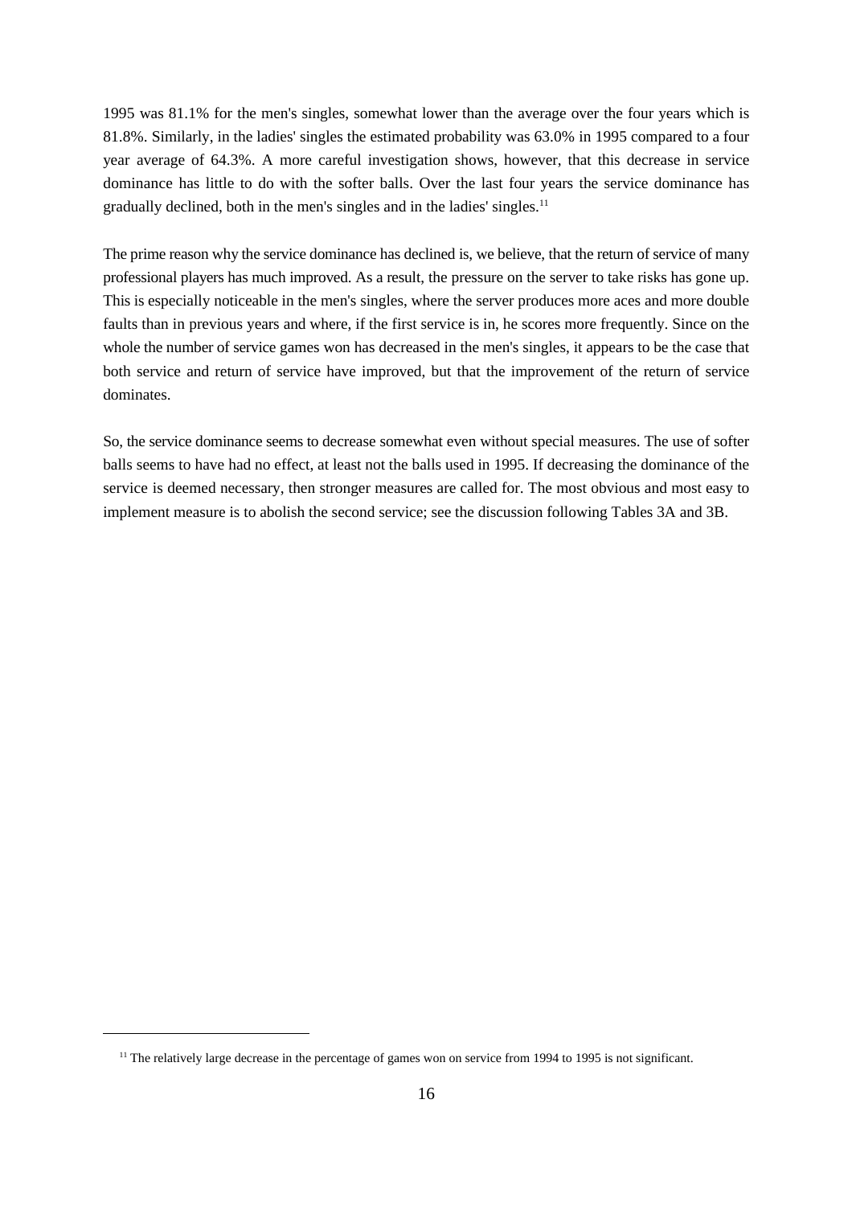1995 was 81.1% for the men's singles, somewhat lower than the average over the four years which is 81.8%. Similarly, in the ladies' singles the estimated probability was 63.0% in 1995 compared to a four year average of 64.3%. A more careful investigation shows, however, that this decrease in service dominance has little to do with the softer balls. Over the last four years the service dominance has gradually declined, both in the men's singles and in the ladies' singles.[11]

The prime reason why the service dominance has declined is, we believe, that the return of service of many professional players has much improved. As a result, the pressure on the server to take risks has gone up. This is especially noticeable in the men's singles, where the server produces more aces and more double faults than in previous years and where, if the first service is in, he scores more frequently. Since on the whole the number of service games won has decreased in the men's singles, it appears to be the case that both service and return of service have improved, but that the improvement of the return of service dominates.

So, the service dominance seems to decrease somewhat even without special measures. The use of softer balls seems to have had no effect, at least not the balls used in 1995. If decreasing the dominance of the service is deemed necessary, then stronger measures are called for. The most obvious and most easy to implement measure is to abolish the second service; see the discussion following Tables 3A and 3B.

---

[11] The relatively large decrease in the percentage of games won on service from 1994 to 1995 is not significant.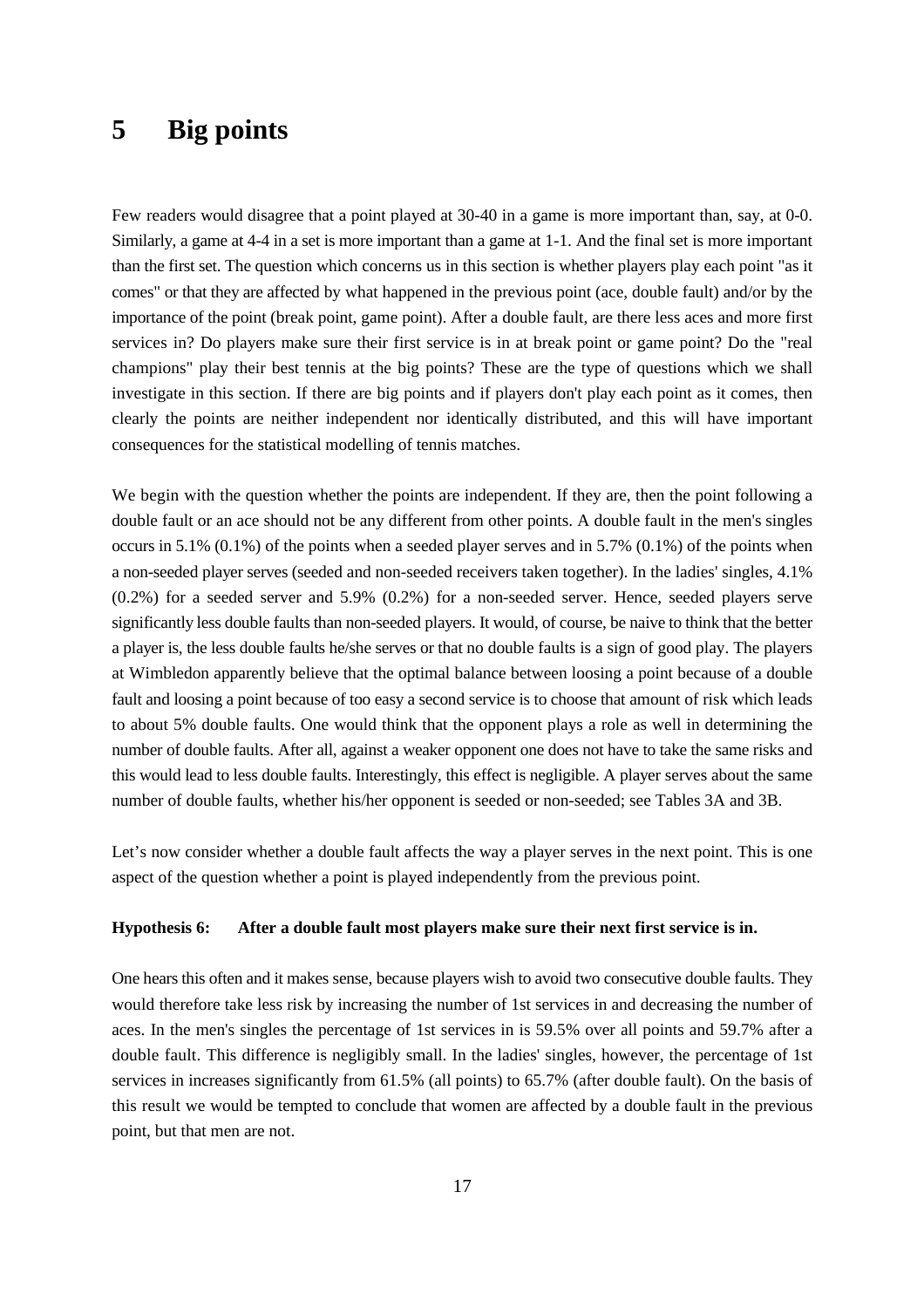# 5 Big points

Few readers would disagree that a point played at 30-40 in a game is more important than, say, at 0-0. Similarly, a game at 4-4 in a set is more important than a game at 1-1. And the final set is more important than the first set. The question which concerns us in this section is whether players play each point "as it comes" or that they are affected by what happened in the previous point (ace, double fault) and/or by the importance of the point (break point, game point). After a double fault, are there less aces and more first services in? Do players make sure their first service is in at break point or game point? Do the "real champions" play their best tennis at the big points? These are the type of questions which we shall investigate in this section. If there are big points and if players don't play each point as it comes, then clearly the points are neither independent nor identically distributed, and this will have important consequences for the statistical modelling of tennis matches.

We begin with the question whether the points are independent. If they are, then the point following a double fault or an ace should not be any different from other points. A double fault in the men's singles occurs in 5.1% (0.1%) of the points when a seeded player serves and in 5.7% (0.1%) of the points when a non-seeded player serves (seeded and non-seeded receivers taken together). In the ladies' singles, 4.1% (0.2%) for a seeded server and 5.9% (0.2%) for a non-seeded server. Hence, seeded players serve significantly less double faults than non-seeded players. It would, of course, be naive to think that the better a player is, the less double faults he/she serves or that no double faults is a sign of good play. The players at Wimbledon apparently believe that the optimal balance between loosing a point because of a double fault and loosing a point because of too easy a second service is to choose that amount of risk which leads to about 5% double faults. One would think that the opponent plays a role as well in determining the number of double faults. After all, against a weaker opponent one does not have to take the same risks and this would lead to less double faults. Interestingly, this effect is negligible. A player serves about the same number of double faults, whether his/her opponent is seeded or non-seeded; see Tables 3A and 3B.

Let's now consider whether a double fault affects the way a player serves in the next point. This is one aspect of the question whether a point is played independently from the previous point.

**Hypothesis 6: After a double fault most players make sure their next first service is in.**

One hears this often and it makes sense, because players wish to avoid two consecutive double faults. They would therefore take less risk by increasing the number of 1st services in and decreasing the number of aces. In the men's singles the percentage of 1st services in is 59.5% over all points and 59.7% after a double fault. This difference is negligibly small. In the ladies' singles, however, the percentage of 1st services in increases significantly from 61.5% (all points) to 65.7% (after double fault). On the basis of this result we would be tempted to conclude that women are affected by a double fault in the previous point, but that men are not.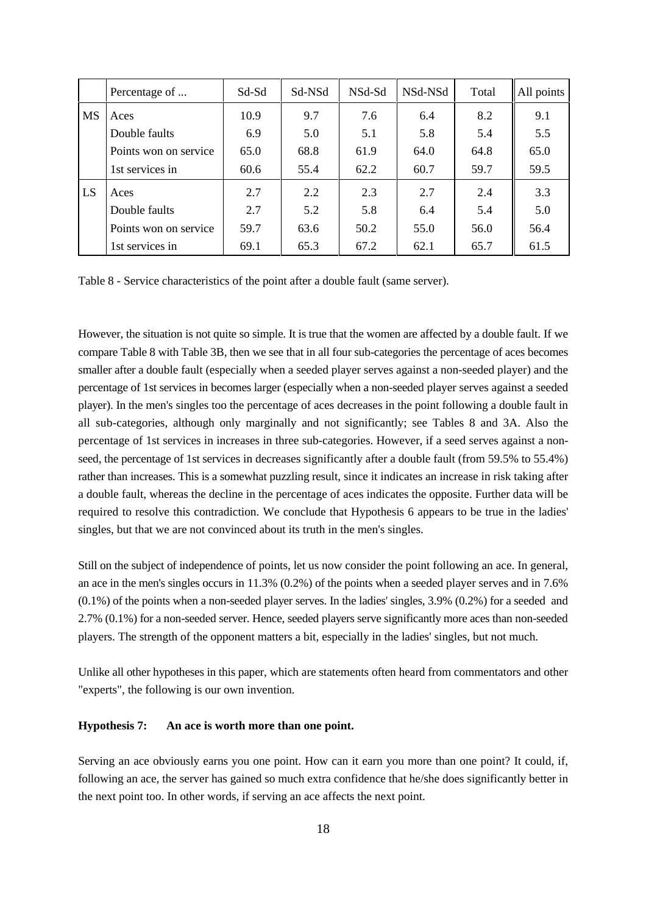| | Percentage of ... | Sd-Sd | Sd-NSd | NSd-Sd | NSd-NSd | Total | All points |
|---|---|---|---|---|---|---|---|
| MS | Aces | 10.9 | 9.7 | 7.6 | 6.4 | 8.2 | 9.1 |
| | Double faults | 6.9 | 5.0 | 5.1 | 5.8 | 5.4 | 5.5 |
| | Points won on service | 65.0 | 68.8 | 61.9 | 64.0 | 64.8 | 65.0 |
| | 1st services in | 60.6 | 55.4 | 62.2 | 60.7 | 59.7 | 59.5 |
| LS | Aces | 2.7 | 2.2 | 2.3 | 2.7 | 2.4 | 3.3 |
| | Double faults | 2.7 | 5.2 | 5.8 | 6.4 | 5.4 | 5.0 |
| | Points won on service | 59.7 | 63.6 | 50.2 | 55.0 | 56.0 | 56.4 |
| | 1st services in | 69.1 | 65.3 | 67.2 | 62.1 | 65.7 | 61.5 |

Table 8 - Service characteristics of the point after a double fault (same server).

However, the situation is not quite so simple. It is true that the women are affected by a double fault. If we compare Table 8 with Table 3B, then we see that in all four sub-categories the percentage of aces becomes smaller after a double fault (especially when a seeded player serves against a non-seeded player) and the percentage of 1st services in becomes larger (especially when a non-seeded player serves against a seeded player). In the men's singles too the percentage of aces decreases in the point following a double fault in all sub-categories, although only marginally and not significantly; see Tables 8 and 3A. Also the percentage of 1st services in increases in three sub-categories. However, if a seed serves against a non-seed, the percentage of 1st services in decreases significantly after a double fault (from 59.5% to 55.4%) rather than increases. This is a somewhat puzzling result, since it indicates an increase in risk taking after a double fault, whereas the decline in the percentage of aces indicates the opposite. Further data will be required to resolve this contradiction. We conclude that Hypothesis 6 appears to be true in the ladies' singles, but that we are not convinced about its truth in the men's singles.

Still on the subject of independence of points, let us now consider the point following an ace. In general, an ace in the men's singles occurs in 11.3% (0.2%) of the points when a seeded player serves and in 7.6% (0.1%) of the points when a non-seeded player serves. In the ladies' singles, 3.9% (0.2%) for a seeded and 2.7% (0.1%) for a non-seeded server. Hence, seeded players serve significantly more aces than non-seeded players. The strength of the opponent matters a bit, especially in the ladies' singles, but not much.

Unlike all other hypotheses in this paper, which are statements often heard from commentators and other "experts", the following is our own invention.

**Hypothesis 7: An ace is worth more than one point.**

Serving an ace obviously earns you one point. How can it earn you more than one point? It could, if, following an ace, the server has gained so much extra confidence that he/she does significantly better in the next point too. In other words, if serving an ace affects the next point.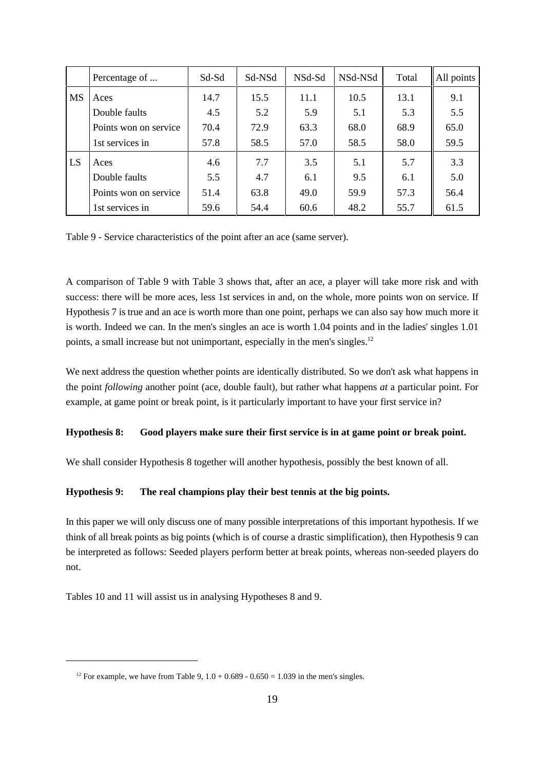| | Percentage of ... | Sd-Sd | Sd-NSd | NSd-Sd | NSd-NSd | Total | All points |
|---|---|---|---|---|---|---|---|
| MS | Aces | 14.7 | 15.5 | 11.1 | 10.5 | 13.1 | 9.1 |
| | Double faults | 4.5 | 5.2 | 5.9 | 5.1 | 5.3 | 5.5 |
| | Points won on service | 70.4 | 72.9 | 63.3 | 68.0 | 68.9 | 65.0 |
| | 1st services in | 57.8 | 58.5 | 57.0 | 58.5 | 58.0 | 59.5 |
| LS | Aces | 4.6 | 7.7 | 3.5 | 5.1 | 5.7 | 3.3 |
| | Double faults | 5.5 | 4.7 | 6.1 | 9.5 | 6.1 | 5.0 |
| | Points won on service | 51.4 | 63.8 | 49.0 | 59.9 | 57.3 | 56.4 |
| | 1st services in | 59.6 | 54.4 | 60.6 | 48.2 | 55.7 | 61.5 |

Table 9 - Service characteristics of the point after an ace (same server).

A comparison of Table 9 with Table 3 shows that, after an ace, a player will take more risk and with success: there will be more aces, less 1st services in and, on the whole, more points won on service. If Hypothesis 7 is true and an ace is worth more than one point, perhaps we can also say how much more it is worth. Indeed we can. In the men's singles an ace is worth 1.04 points and in the ladies' singles 1.01 points, a small increase but not unimportant, especially in the men's singles.[12]

We next address the question whether points are identically distributed. So we don't ask what happens in the point *following* another point (ace, double fault), but rather what happens *at* a particular point. For example, at game point or break point, is it particularly important to have your first service in?

**Hypothesis 8: Good players make sure their first service is in at game point or break point.**

We shall consider Hypothesis 8 together will another hypothesis, possibly the best known of all.

**Hypothesis 9: The real champions play their best tennis at the big points.**

In this paper we will only discuss one of many possible interpretations of this important hypothesis. If we think of all break points as big points (which is of course a drastic simplification), then Hypothesis 9 can be interpreted as follows: Seeded players perform better at break points, whereas non-seeded players do not.

Tables 10 and 11 will assist us in analysing Hypotheses 8 and 9.

[12] For example, we have from Table 9, $1.0 + 0.689 - 0.650 = 1.039$ in the men's singles.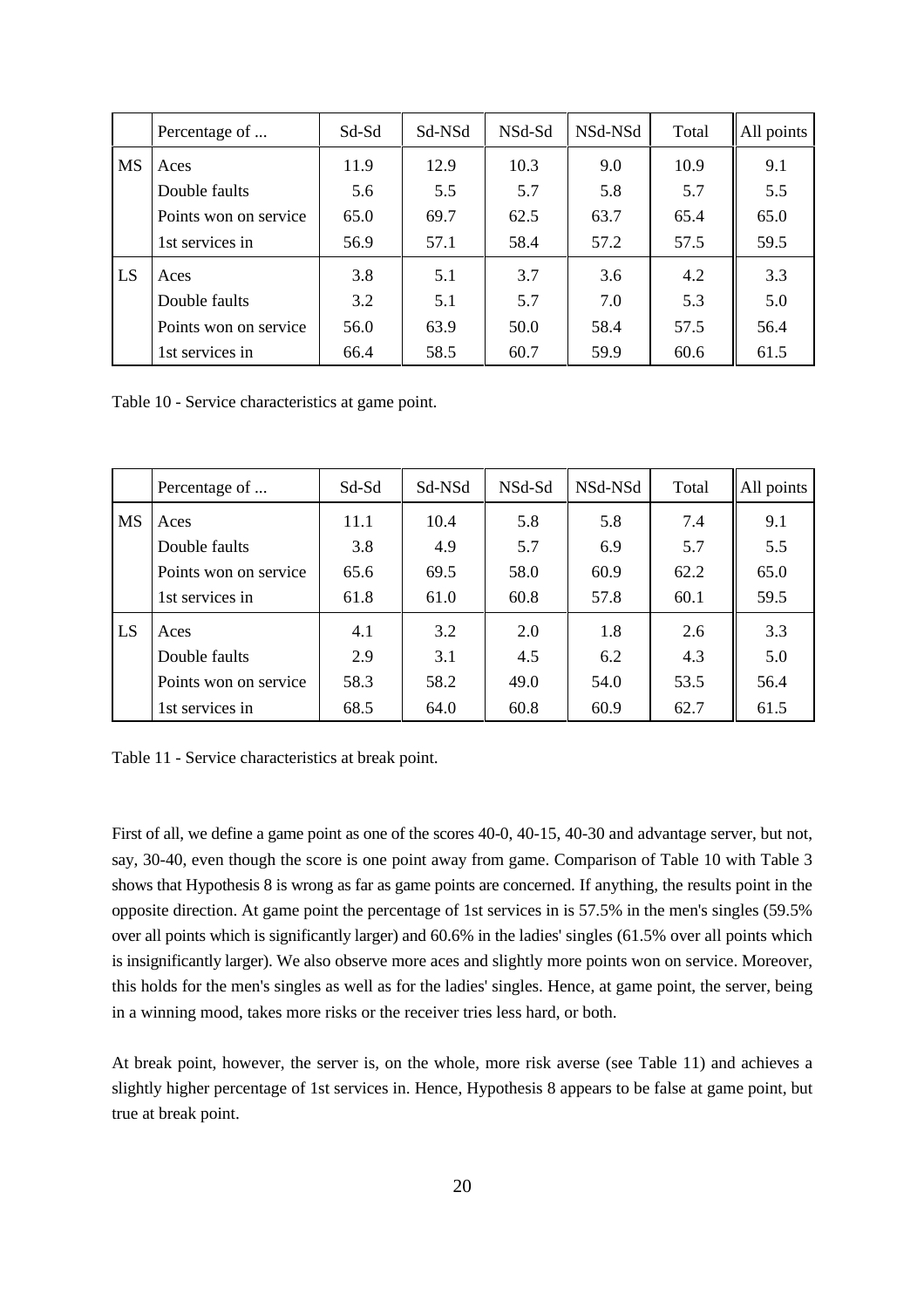|  | Percentage of ... | Sd-Sd | Sd-NSd | NSd-Sd | NSd-NSd | Total | All points |
|---|---|---|---|---|---|---|---|
| MS | Aces | 11.9 | 12.9 | 10.3 | 9.0 | 10.9 | 9.1 |
|  | Double faults | 5.6 | 5.5 | 5.7 | 5.8 | 5.7 | 5.5 |
|  | Points won on service | 65.0 | 69.7 | 62.5 | 63.7 | 65.4 | 65.0 |
|  | 1st services in | 56.9 | 57.1 | 58.4 | 57.2 | 57.5 | 59.5 |
| LS | Aces | 3.8 | 5.1 | 3.7 | 3.6 | 4.2 | 3.3 |
|  | Double faults | 3.2 | 5.1 | 5.7 | 7.0 | 5.3 | 5.0 |
|  | Points won on service | 56.0 | 63.9 | 50.0 | 58.4 | 57.5 | 56.4 |
|  | 1st services in | 66.4 | 58.5 | 60.7 | 59.9 | 60.6 | 61.5 |

Table 10 - Service characteristics at game point.

|  | Percentage of ... | Sd-Sd | Sd-NSd | NSd-Sd | NSd-NSd | Total | All points |
|---|---|---|---|---|---|---|---|
| MS | Aces | 11.1 | 10.4 | 5.8 | 5.8 | 7.4 | 9.1 |
|  | Double faults | 3.8 | 4.9 | 5.7 | 6.9 | 5.7 | 5.5 |
|  | Points won on service | 65.6 | 69.5 | 58.0 | 60.9 | 62.2 | 65.0 |
|  | 1st services in | 61.8 | 61.0 | 60.8 | 57.8 | 60.1 | 59.5 |
| LS | Aces | 4.1 | 3.2 | 2.0 | 1.8 | 2.6 | 3.3 |
|  | Double faults | 2.9 | 3.1 | 4.5 | 6.2 | 4.3 | 5.0 |
|  | Points won on service | 58.3 | 58.2 | 49.0 | 54.0 | 53.5 | 56.4 |
|  | 1st services in | 68.5 | 64.0 | 60.8 | 60.9 | 62.7 | 61.5 |

Table 11 - Service characteristics at break point.

First of all, we define a game point as one of the scores 40-0, 40-15, 40-30 and advantage server, but not, say, 30-40, even though the score is one point away from game. Comparison of Table 10 with Table 3 shows that Hypothesis 8 is wrong as far as game points are concerned. If anything, the results point in the opposite direction. At game point the percentage of 1st services in is 57.5% in the men's singles (59.5% over all points which is significantly larger) and 60.6% in the ladies' singles (61.5% over all points which is insignificantly larger). We also observe more aces and slightly more points won on service. Moreover, this holds for the men's singles as well as for the ladies' singles. Hence, at game point, the server, being in a winning mood, takes more risks or the receiver tries less hard, or both.

At break point, however, the server is, on the whole, more risk averse (see Table 11) and achieves a slightly higher percentage of 1st services in. Hence, Hypothesis 8 appears to be false at game point, but true at break point.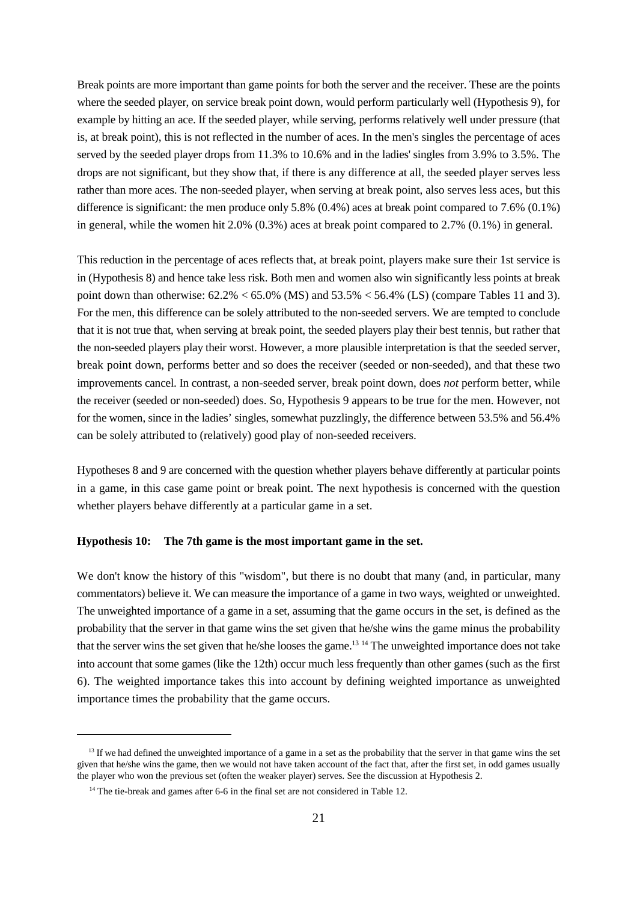Break points are more important than game points for both the server and the receiver. These are the points where the seeded player, on service break point down, would perform particularly well (Hypothesis 9), for example by hitting an ace. If the seeded player, while serving, performs relatively well under pressure (that is, at break point), this is not reflected in the number of aces. In the men's singles the percentage of aces served by the seeded player drops from 11.3% to 10.6% and in the ladies' singles from 3.9% to 3.5%. The drops are not significant, but they show that, if there is any difference at all, the seeded player serves less rather than more aces. The non-seeded player, when serving at break point, also serves less aces, but this difference is significant: the men produce only 5.8% (0.4%) aces at break point compared to 7.6% (0.1%) in general, while the women hit 2.0% (0.3%) aces at break point compared to 2.7% (0.1%) in general.

This reduction in the percentage of aces reflects that, at break point, players make sure their 1st service is in (Hypothesis 8) and hence take less risk. Both men and women also win significantly less points at break point down than otherwise: 62.2% < 65.0% (MS) and 53.5% < 56.4% (LS) (compare Tables 11 and 3). For the men, this difference can be solely attributed to the non-seeded servers. We are tempted to conclude that it is not true that, when serving at break point, the seeded players play their best tennis, but rather that the non-seeded players play their worst. However, a more plausible interpretation is that the seeded server, break point down, performs better and so does the receiver (seeded or non-seeded), and that these two improvements cancel. In contrast, a non-seeded server, break point down, does *not* perform better, while the receiver (seeded or non-seeded) does. So, Hypothesis 9 appears to be true for the men. However, not for the women, since in the ladies' singles, somewhat puzzlingly, the difference between 53.5% and 56.4% can be solely attributed to (relatively) good play of non-seeded receivers.

Hypotheses 8 and 9 are concerned with the question whether players behave differently at particular points in a game, in this case game point or break point. The next hypothesis is concerned with the question whether players behave differently at a particular game in a set.

**Hypothesis 10: The 7th game is the most important game in the set.**

We don't know the history of this "wisdom", but there is no doubt that many (and, in particular, many commentators) believe it. We can measure the importance of a game in two ways, weighted or unweighted. The unweighted importance of a game in a set, assuming that the game occurs in the set, is defined as the probability that the server in that game wins the set given that he/she wins the game minus the probability that the server wins the set given that he/she looses the game.[13] [14] The unweighted importance does not take into account that some games (like the 12th) occur much less frequently than other games (such as the first 6). The weighted importance takes this into account by defining weighted importance as unweighted importance times the probability that the game occurs.

---

[13] If we had defined the unweighted importance of a game in a set as the probability that the server in that game wins the set given that he/she wins the game, then we would not have taken account of the fact that, after the first set, in odd games usually the player who won the previous set (often the weaker player) serves. See the discussion at Hypothesis 2.

[14] The tie-break and games after 6-6 in the final set are not considered in Table 12.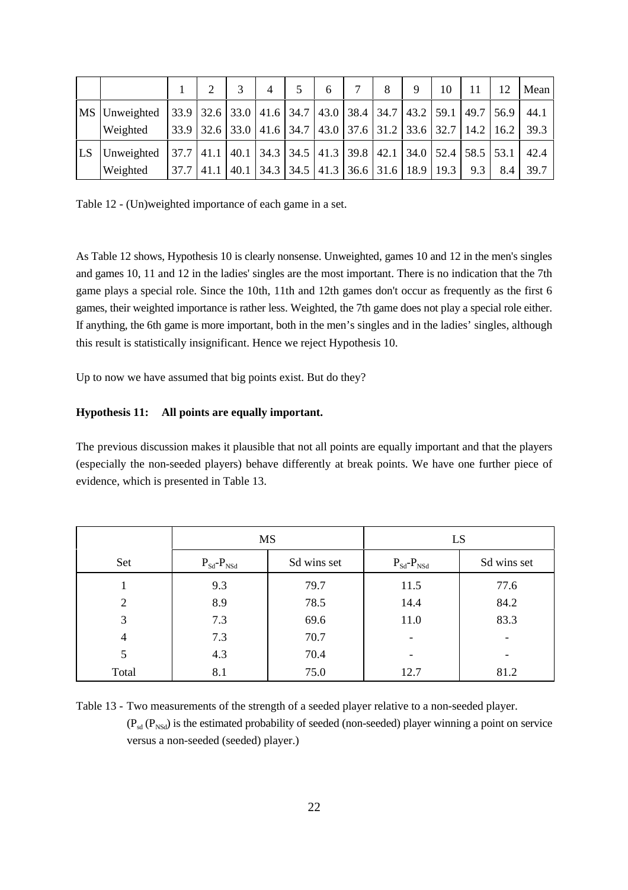| | | 1 | 2 | 3 | 4 | 5 | 6 | 7 | 8 | 9 | 10 | 11 | 12 | Mean |
|---|---|---|---|---|---|---|---|---|---|---|---|---|---|---|
| MS | Unweighted | 33.9 | 32.6 | 33.0 | 41.6 | 34.7 | 43.0 | 38.4 | 34.7 | 43.2 | 59.1 | 49.7 | 56.9 | 44.1 |
| | Weighted | 33.9 | 32.6 | 33.0 | 41.6 | 34.7 | 43.0 | 37.6 | 31.2 | 33.6 | 32.7 | 14.2 | 16.2 | 39.3 |
| LS | Unweighted | 37.7 | 41.1 | 40.1 | 34.3 | 34.5 | 41.3 | 39.8 | 42.1 | 34.0 | 52.4 | 58.5 | 53.1 | 42.4 |
| | Weighted | 37.7 | 41.1 | 40.1 | 34.3 | 34.5 | 41.3 | 36.6 | 31.6 | 18.9 | 19.3 | 9.3 | 8.4 | 39.7 |

Table 12 - (Un)weighted importance of each game in a set.

As Table 12 shows, Hypothesis 10 is clearly nonsense. Unweighted, games 10 and 12 in the men's singles and games 10, 11 and 12 in the ladies' singles are the most important. There is no indication that the 7th game plays a special role. Since the 10th, 11th and 12th games don't occur as frequently as the first 6 games, their weighted importance is rather less. Weighted, the 7th game does not play a special role either. If anything, the 6th game is more important, both in the men's singles and in the ladies' singles, although this result is statistically insignificant. Hence we reject Hypothesis 10.

Up to now we have assumed that big points exist. But do they?

**Hypothesis 11: All points are equally important.**

The previous discussion makes it plausible that not all points are equally important and that the players (especially the non-seeded players) behave differently at break points. We have one further piece of evidence, which is presented in Table 13.

| | MS | | LS | |
|---|---|---|---|---|
| Set | $P_{Sd}$-$P_{NSd}$ | Sd wins set | $P_{Sd}$-$P_{NSd}$ | Sd wins set |
| 1 | 9.3 | 79.7 | 11.5 | 77.6 |
| 2 | 8.9 | 78.5 | 14.4 | 84.2 |
| 3 | 7.3 | 69.6 | 11.0 | 83.3 |
| 4 | 7.3 | 70.7 | - | - |
| 5 | 4.3 | 70.4 | - | - |
| Total | 8.1 | 75.0 | 12.7 | 81.2 |

Table 13 - Two measurements of the strength of a seeded player relative to a non-seeded player. ($P_{sd}$ ($P_{NSd}$) is the estimated probability of seeded (non-seeded) player winning a point on service versus a non-seeded (seeded) player.)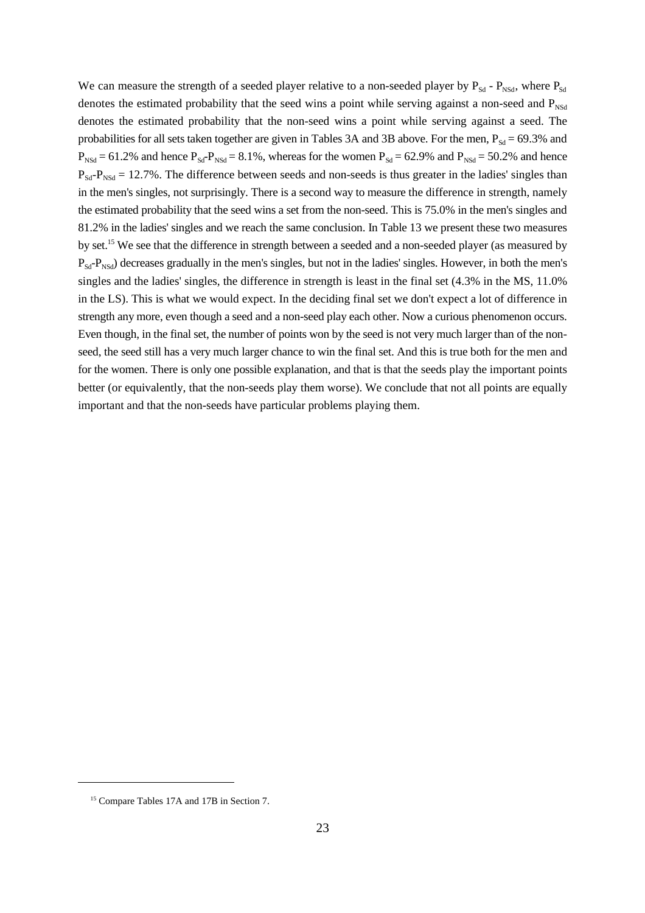We can measure the strength of a seeded player relative to a non-seeded player by $P_{Sd}$ - $P_{NSd}$, where $P_{Sd}$ denotes the estimated probability that the seed wins a point while serving against a non-seed and $P_{NSd}$ denotes the estimated probability that the non-seed wins a point while serving against a seed. The probabilities for all sets taken together are given in Tables 3A and 3B above. For the men, $P_{Sd}$ = 69.3% and $P_{NSd}$ = 61.2% and hence $P_{Sd}$-$P_{NSd}$ = 8.1%, whereas for the women $P_{Sd}$ = 62.9% and $P_{NSd}$ = 50.2% and hence $P_{Sd}$-$P_{NSd}$ = 12.7%. The difference between seeds and non-seeds is thus greater in the ladies' singles than in the men's singles, not surprisingly. There is a second way to measure the difference in strength, namely the estimated probability that the seed wins a set from the non-seed. This is 75.0% in the men's singles and 81.2% in the ladies' singles and we reach the same conclusion. In Table 13 we present these two measures by set.[15] We see that the difference in strength between a seeded and a non-seeded player (as measured by $P_{Sd}$-$P_{NSd}$) decreases gradually in the men's singles, but not in the ladies' singles. However, in both the men's singles and the ladies' singles, the difference in strength is least in the final set (4.3% in the MS, 11.0% in the LS). This is what we would expect. In the deciding final set we don't expect a lot of difference in strength any more, even though a seed and a non-seed play each other. Now a curious phenomenon occurs. Even though, in the final set, the number of points won by the seed is not very much larger than of the non-seed, the seed still has a very much larger chance to win the final set. And this is true both for the men and for the women. There is only one possible explanation, and that is that the seeds play the important points better (or equivalently, that the non-seeds play them worse). We conclude that not all points are equally important and that the non-seeds have particular problems playing them.

[15] Compare Tables 17A and 17B in Section 7.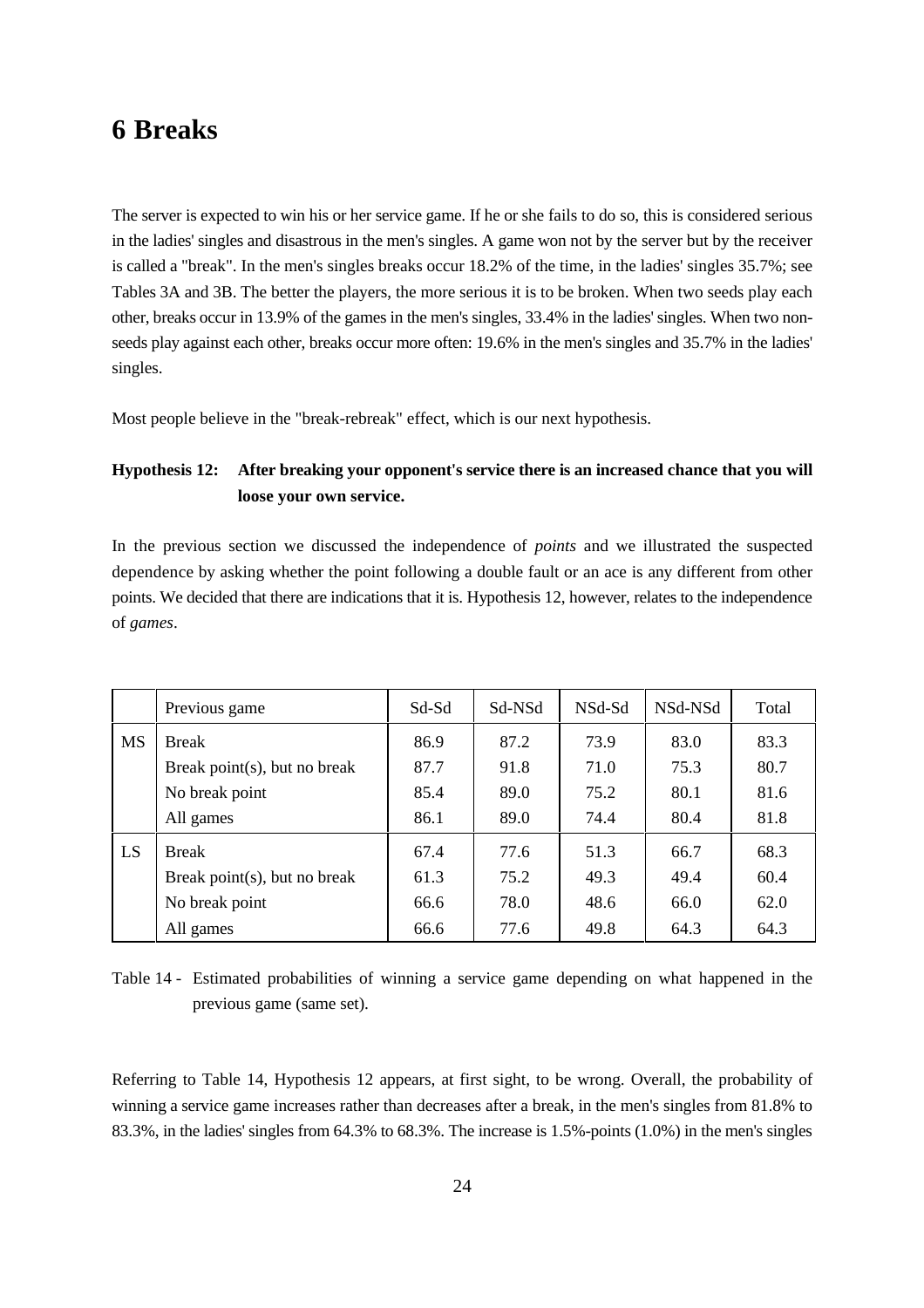# 6 Breaks

The server is expected to win his or her service game. If he or she fails to do so, this is considered serious in the ladies' singles and disastrous in the men's singles. A game won not by the server but by the receiver is called a "break". In the men's singles breaks occur 18.2% of the time, in the ladies' singles 35.7%; see Tables 3A and 3B. The better the players, the more serious it is to be broken. When two seeds play each other, breaks occur in 13.9% of the games in the men's singles, 33.4% in the ladies' singles. When two non-seeds play against each other, breaks occur more often: 19.6% in the men's singles and 35.7% in the ladies' singles.

Most people believe in the "break-rebreak" effect, which is our next hypothesis.

**Hypothesis 12: After breaking your opponent's service there is an increased chance that you will loose your own service.**

In the previous section we discussed the independence of *points* and we illustrated the suspected dependence by asking whether the point following a double fault or an ace is any different from other points. We decided that there are indications that it is. Hypothesis 12, however, relates to the independence of *games*.

| | Previous game | Sd-Sd | Sd-NSd | NSd-Sd | NSd-NSd | Total |
|---|---|---|---|---|---|---|
| MS | Break | 86.9 | 87.2 | 73.9 | 83.0 | 83.3 |
| | Break point(s), but no break | 87.7 | 91.8 | 71.0 | 75.3 | 80.7 |
| | No break point | 85.4 | 89.0 | 75.2 | 80.1 | 81.6 |
| | All games | 86.1 | 89.0 | 74.4 | 80.4 | 81.8 |
| LS | Break | 67.4 | 77.6 | 51.3 | 66.7 | 68.3 |
| | Break point(s), but no break | 61.3 | 75.2 | 49.3 | 49.4 | 60.4 |
| | No break point | 66.6 | 78.0 | 48.6 | 66.0 | 62.0 |
| | All games | 66.6 | 77.6 | 49.8 | 64.3 | 64.3 |

Table 14 - Estimated probabilities of winning a service game depending on what happened in the previous game (same set).

Referring to Table 14, Hypothesis 12 appears, at first sight, to be wrong. Overall, the probability of winning a service game increases rather than decreases after a break, in the men's singles from 81.8% to 83.3%, in the ladies' singles from 64.3% to 68.3%. The increase is 1.5%-points (1.0%) in the men's singles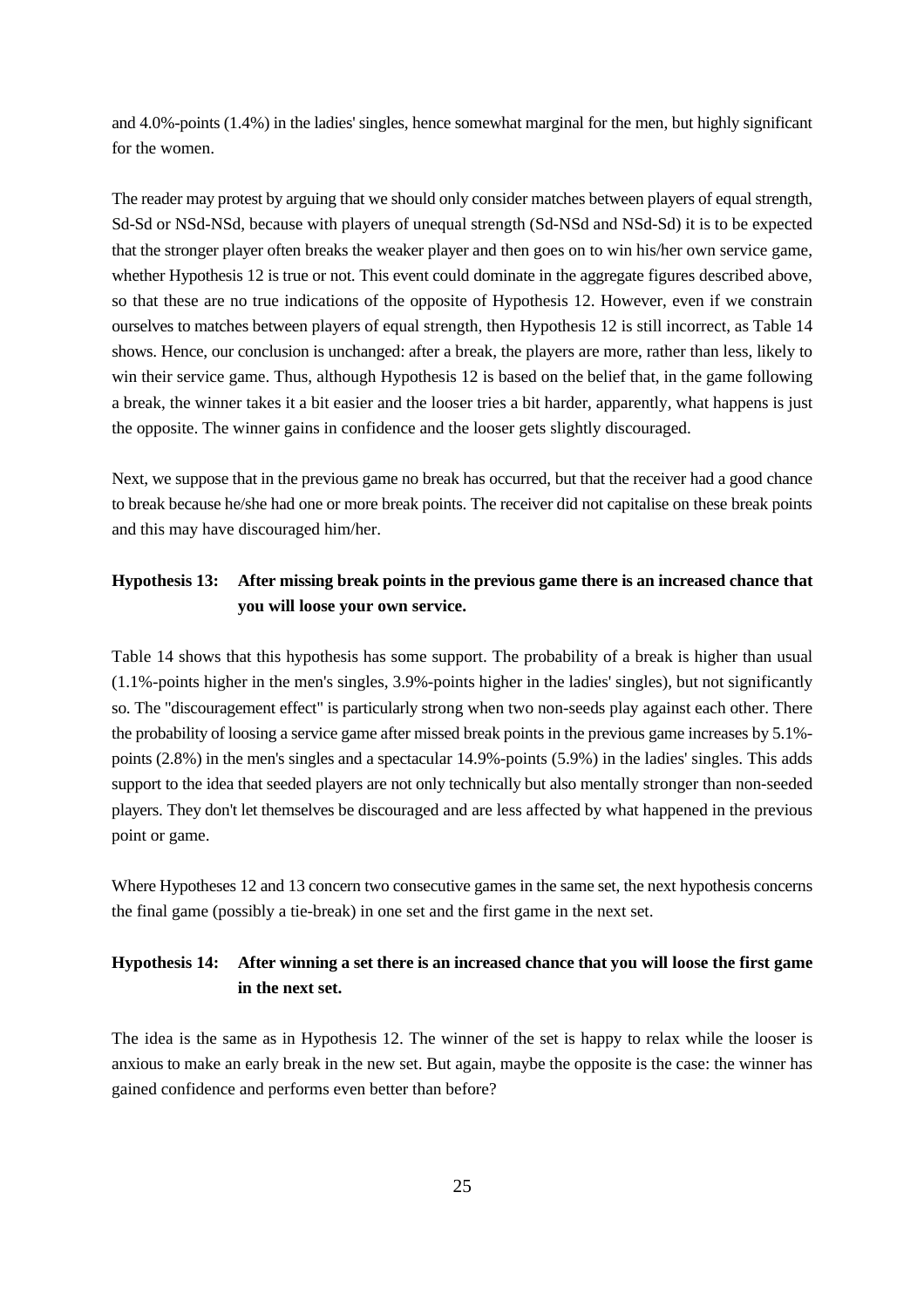and 4.0%-points (1.4%) in the ladies' singles, hence somewhat marginal for the men, but highly significant for the women.

The reader may protest by arguing that we should only consider matches between players of equal strength, Sd-Sd or NSd-NSd, because with players of unequal strength (Sd-NSd and NSd-Sd) it is to be expected that the stronger player often breaks the weaker player and then goes on to win his/her own service game, whether Hypothesis 12 is true or not. This event could dominate in the aggregate figures described above, so that these are no true indications of the opposite of Hypothesis 12. However, even if we constrain ourselves to matches between players of equal strength, then Hypothesis 12 is still incorrect, as Table 14 shows. Hence, our conclusion is unchanged: after a break, the players are more, rather than less, likely to win their service game. Thus, although Hypothesis 12 is based on the belief that, in the game following a break, the winner takes it a bit easier and the looser tries a bit harder, apparently, what happens is just the opposite. The winner gains in confidence and the looser gets slightly discouraged.

Next, we suppose that in the previous game no break has occurred, but that the receiver had a good chance to break because he/she had one or more break points. The receiver did not capitalise on these break points and this may have discouraged him/her.

**Hypothesis 13: After missing break points in the previous game there is an increased chance that you will loose your own service.**

Table 14 shows that this hypothesis has some support. The probability of a break is higher than usual (1.1%-points higher in the men's singles, 3.9%-points higher in the ladies' singles), but not significantly so. The "discouragement effect" is particularly strong when two non-seeds play against each other. There the probability of loosing a service game after missed break points in the previous game increases by 5.1%-points (2.8%) in the men's singles and a spectacular 14.9%-points (5.9%) in the ladies' singles. This adds support to the idea that seeded players are not only technically but also mentally stronger than non-seeded players. They don't let themselves be discouraged and are less affected by what happened in the previous point or game.

Where Hypotheses 12 and 13 concern two consecutive games in the same set, the next hypothesis concerns the final game (possibly a tie-break) in one set and the first game in the next set.

**Hypothesis 14: After winning a set there is an increased chance that you will loose the first game in the next set.**

The idea is the same as in Hypothesis 12. The winner of the set is happy to relax while the looser is anxious to make an early break in the new set. But again, maybe the opposite is the case: the winner has gained confidence and performs even better than before?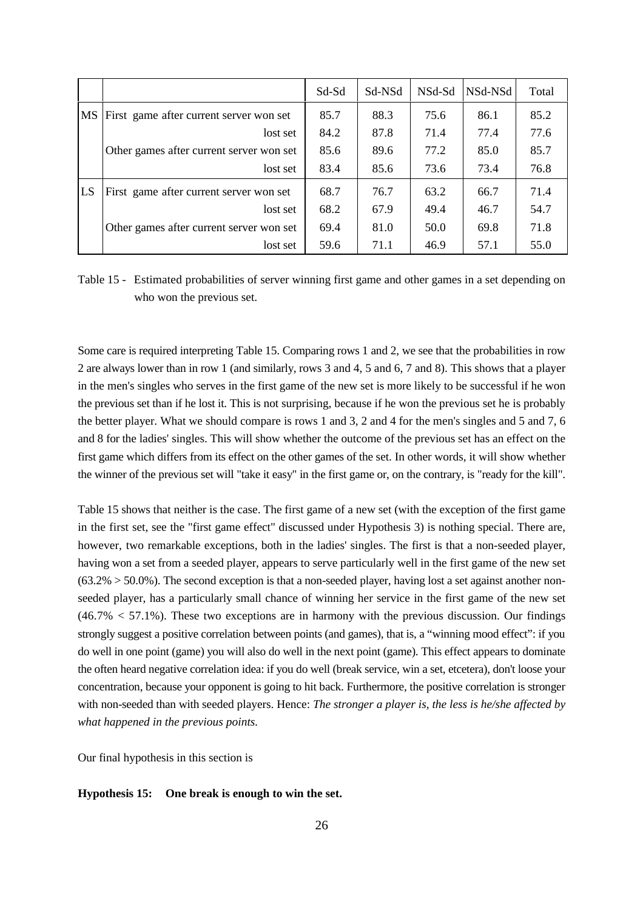| | | Sd-Sd | Sd-NSd | NSd-Sd | NSd-NSd | Total |
|---|---|---|---|---|---|---|
| MS | First game after current server won set | 85.7 | 88.3 | 75.6 | 86.1 | 85.2 |
| | lost set | 84.2 | 87.8 | 71.4 | 77.4 | 77.6 |
| | Other games after current server won set | 85.6 | 89.6 | 77.2 | 85.0 | 85.7 |
| | lost set | 83.4 | 85.6 | 73.6 | 73.4 | 76.8 |
| LS | First game after current server won set | 68.7 | 76.7 | 63.2 | 66.7 | 71.4 |
| | lost set | 68.2 | 67.9 | 49.4 | 46.7 | 54.7 |
| | Other games after current server won set | 69.4 | 81.0 | 50.0 | 69.8 | 71.8 |
| | lost set | 59.6 | 71.1 | 46.9 | 57.1 | 55.0 |

Table 15 - Estimated probabilities of server winning first game and other games in a set depending on who won the previous set.

Some care is required interpreting Table 15. Comparing rows 1 and 2, we see that the probabilities in row 2 are always lower than in row 1 (and similarly, rows 3 and 4, 5 and 6, 7 and 8). This shows that a player in the men's singles who serves in the first game of the new set is more likely to be successful if he won the previous set than if he lost it. This is not surprising, because if he won the previous set he is probably the better player. What we should compare is rows 1 and 3, 2 and 4 for the men's singles and 5 and 7, 6 and 8 for the ladies' singles. This will show whether the outcome of the previous set has an effect on the first game which differs from its effect on the other games of the set. In other words, it will show whether the winner of the previous set will "take it easy" in the first game or, on the contrary, is "ready for the kill".

Table 15 shows that neither is the case. The first game of a new set (with the exception of the first game in the first set, see the "first game effect" discussed under Hypothesis 3) is nothing special. There are, however, two remarkable exceptions, both in the ladies' singles. The first is that a non-seeded player, having won a set from a seeded player, appears to serve particularly well in the first game of the new set (63.2% > 50.0%). The second exception is that a non-seeded player, having lost a set against another non-seeded player, has a particularly small chance of winning her service in the first game of the new set (46.7% < 57.1%). These two exceptions are in harmony with the previous discussion. Our findings strongly suggest a positive correlation between points (and games), that is, a "winning mood effect": if you do well in one point (game) you will also do well in the next point (game). This effect appears to dominate the often heard negative correlation idea: if you do well (break service, win a set, etcetera), don't loose your concentration, because your opponent is going to hit back. Furthermore, the positive correlation is stronger with non-seeded than with seeded players. Hence: *The stronger a player is, the less is he/she affected by what happened in the previous points.*

Our final hypothesis in this section is

**Hypothesis 15: One break is enough to win the set.**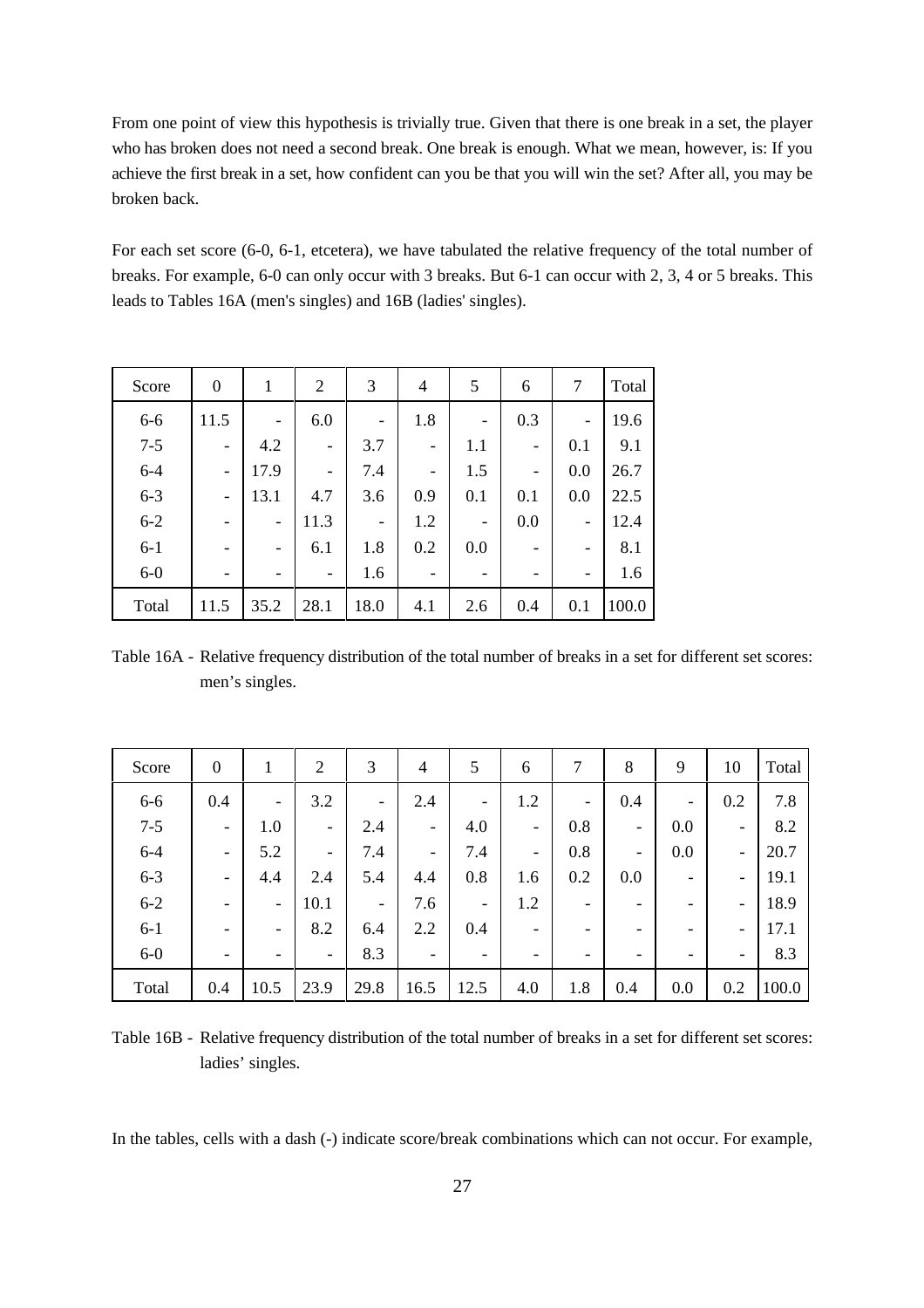From one point of view this hypothesis is trivially true. Given that there is one break in a set, the player who has broken does not need a second break. One break is enough. What we mean, however, is: If you achieve the first break in a set, how confident can you be that you will win the set? After all, you may be broken back.

For each set score (6-0, 6-1, etcetera), we have tabulated the relative frequency of the total number of breaks. For example, 6-0 can only occur with 3 breaks. But 6-1 can occur with 2, 3, 4 or 5 breaks. This leads to Tables 16A (men's singles) and 16B (ladies' singles).

| Score | 0 | 1 | 2 | 3 | 4 | 5 | 6 | 7 | Total |
|---|---|---|---|---|---|---|---|---|---|
| 6-6 | 11.5 | - | 6.0 | - | 1.8 | - | 0.3 | - | 19.6 |
| 7-5 | - | 4.2 | - | 3.7 | - | 1.1 | - | 0.1 | 9.1 |
| 6-4 | - | 17.9 | - | 7.4 | - | 1.5 | - | 0.0 | 26.7 |
| 6-3 | - | 13.1 | 4.7 | 3.6 | 0.9 | 0.1 | 0.1 | 0.0 | 22.5 |
| 6-2 | - | - | 11.3 | - | 1.2 | - | 0.0 | - | 12.4 |
| 6-1 | - | - | 6.1 | 1.8 | 0.2 | 0.0 | - | - | 8.1 |
| 6-0 | - | - | - | 1.6 | - | - | - | - | 1.6 |
| Total | 11.5 | 35.2 | 28.1 | 18.0 | 4.1 | 2.6 | 0.4 | 0.1 | 100.0 |

Table 16A - Relative frequency distribution of the total number of breaks in a set for different set scores: men's singles.

| Score | 0 | 1 | 2 | 3 | 4 | 5 | 6 | 7 | 8 | 9 | 10 | Total |
|---|---|---|---|---|---|---|---|---|---|---|---|---|
| 6-6 | 0.4 | - | 3.2 | - | 2.4 | - | 1.2 | - | 0.4 | - | 0.2 | 7.8 |
| 7-5 | - | 1.0 | - | 2.4 | - | 4.0 | - | 0.8 | - | 0.0 | - | 8.2 |
| 6-4 | - | 5.2 | - | 7.4 | - | 7.4 | - | 0.8 | - | 0.0 | - | 20.7 |
| 6-3 | - | 4.4 | 2.4 | 5.4 | 4.4 | 0.8 | 1.6 | 0.2 | 0.0 | - | - | 19.1 |
| 6-2 | - | - | 10.1 | - | 7.6 | - | 1.2 | - | - | - | - | 18.9 |
| 6-1 | - | - | 8.2 | 6.4 | 2.2 | 0.4 | - | - | - | - | - | 17.1 |
| 6-0 | - | - | - | 8.3 | - | - | - | - | - | - | - | 8.3 |
| Total | 0.4 | 10.5 | 23.9 | 29.8 | 16.5 | 12.5 | 4.0 | 1.8 | 0.4 | 0.0 | 0.2 | 100.0 |

Table 16B - Relative frequency distribution of the total number of breaks in a set for different set scores: ladies' singles.

In the tables, cells with a dash (-) indicate score/break combinations which can not occur. For example,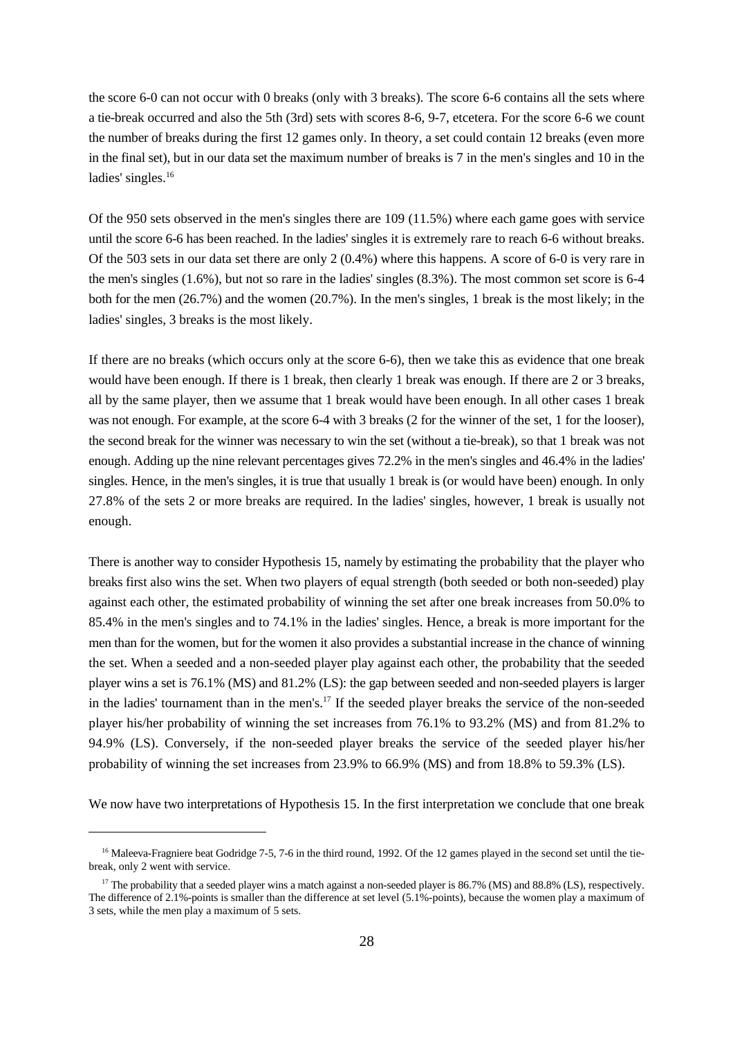the score 6-0 can not occur with 0 breaks (only with 3 breaks). The score 6-6 contains all the sets where a tie-break occurred and also the 5th (3rd) sets with scores 8-6, 9-7, etcetera. For the score 6-6 we count the number of breaks during the first 12 games only. In theory, a set could contain 12 breaks (even more in the final set), but in our data set the maximum number of breaks is 7 in the men's singles and 10 in the ladies' singles.[16]

Of the 950 sets observed in the men's singles there are 109 (11.5%) where each game goes with service until the score 6-6 has been reached. In the ladies' singles it is extremely rare to reach 6-6 without breaks. Of the 503 sets in our data set there are only 2 (0.4%) where this happens. A score of 6-0 is very rare in the men's singles (1.6%), but not so rare in the ladies' singles (8.3%). The most common set score is 6-4 both for the men (26.7%) and the women (20.7%). In the men's singles, 1 break is the most likely; in the ladies' singles, 3 breaks is the most likely.

If there are no breaks (which occurs only at the score 6-6), then we take this as evidence that one break would have been enough. If there is 1 break, then clearly 1 break was enough. If there are 2 or 3 breaks, all by the same player, then we assume that 1 break would have been enough. In all other cases 1 break was not enough. For example, at the score 6-4 with 3 breaks (2 for the winner of the set, 1 for the looser), the second break for the winner was necessary to win the set (without a tie-break), so that 1 break was not enough. Adding up the nine relevant percentages gives 72.2% in the men's singles and 46.4% in the ladies' singles. Hence, in the men's singles, it is true that usually 1 break is (or would have been) enough. In only 27.8% of the sets 2 or more breaks are required. In the ladies' singles, however, 1 break is usually not enough.

There is another way to consider Hypothesis 15, namely by estimating the probability that the player who breaks first also wins the set. When two players of equal strength (both seeded or both non-seeded) play against each other, the estimated probability of winning the set after one break increases from 50.0% to 85.4% in the men's singles and to 74.1% in the ladies' singles. Hence, a break is more important for the men than for the women, but for the women it also provides a substantial increase in the chance of winning the set. When a seeded and a non-seeded player play against each other, the probability that the seeded player wins a set is 76.1% (MS) and 81.2% (LS): the gap between seeded and non-seeded players is larger in the ladies' tournament than in the men's.[17] If the seeded player breaks the service of the non-seeded player his/her probability of winning the set increases from 76.1% to 93.2% (MS) and from 81.2% to 94.9% (LS). Conversely, if the non-seeded player breaks the service of the seeded player his/her probability of winning the set increases from 23.9% to 66.9% (MS) and from 18.8% to 59.3% (LS).

We now have two interpretations of Hypothesis 15. In the first interpretation we conclude that one break

---

[16] Maleeva-Fragniere beat Godridge 7-5, 7-6 in the third round, 1992. Of the 12 games played in the second set until the tie-break, only 2 went with service.

[17] The probability that a seeded player wins a match against a non-seeded player is 86.7% (MS) and 88.8% (LS), respectively. The difference of 2.1%-points is smaller than the difference at set level (5.1%-points), because the women play a maximum of 3 sets, while the men play a maximum of 5 sets.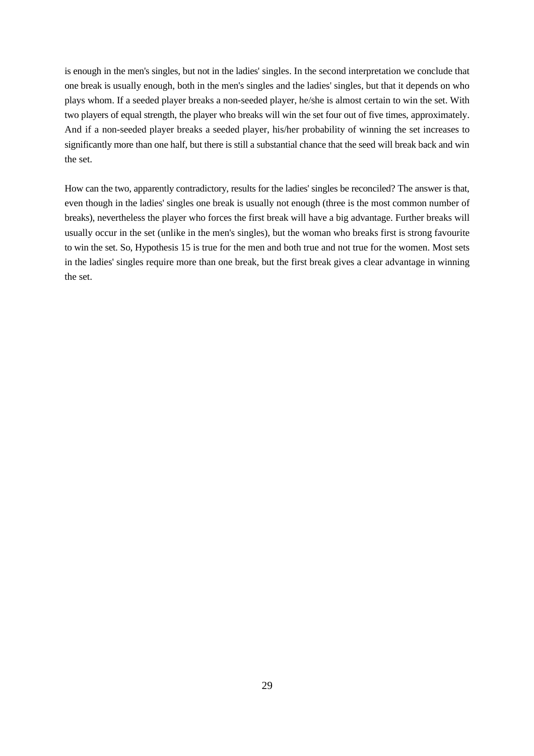is enough in the men's singles, but not in the ladies' singles. In the second interpretation we conclude that one break is usually enough, both in the men's singles and the ladies' singles, but that it depends on who plays whom. If a seeded player breaks a non-seeded player, he/she is almost certain to win the set. With two players of equal strength, the player who breaks will win the set four out of five times, approximately. And if a non-seeded player breaks a seeded player, his/her probability of winning the set increases to significantly more than one half, but there is still a substantial chance that the seed will break back and win the set.

How can the two, apparently contradictory, results for the ladies' singles be reconciled? The answer is that, even though in the ladies' singles one break is usually not enough (three is the most common number of breaks), nevertheless the player who forces the first break will have a big advantage. Further breaks will usually occur in the set (unlike in the men's singles), but the woman who breaks first is strong favourite to win the set. So, Hypothesis 15 is true for the men and both true and not true for the women. Most sets in the ladies' singles require more than one break, but the first break gives a clear advantage in winning the set.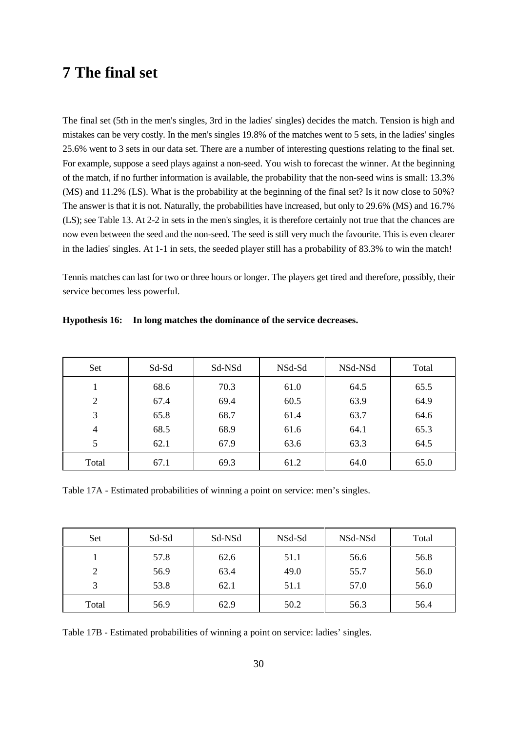# 7 The final set

The final set (5th in the men's singles, 3rd in the ladies' singles) decides the match. Tension is high and mistakes can be very costly. In the men's singles 19.8% of the matches went to 5 sets, in the ladies' singles 25.6% went to 3 sets in our data set. There are a number of interesting questions relating to the final set. For example, suppose a seed plays against a non-seed. You wish to forecast the winner. At the beginning of the match, if no further information is available, the probability that the non-seed wins is small: 13.3% (MS) and 11.2% (LS). What is the probability at the beginning of the final set? Is it now close to 50%? The answer is that it is not. Naturally, the probabilities have increased, but only to 29.6% (MS) and 16.7% (LS); see Table 13. At 2-2 in sets in the men's singles, it is therefore certainly not true that the chances are now even between the seed and the non-seed. The seed is still very much the favourite. This is even clearer in the ladies' singles. At 1-1 in sets, the seeded player still has a probability of 83.3% to win the match!

Tennis matches can last for two or three hours or longer. The players get tired and therefore, possibly, their service becomes less powerful.

**Hypothesis 16: In long matches the dominance of the service decreases.**

| Set | Sd-Sd | Sd-NSd | NSd-Sd | NSd-NSd | Total |
|---|---|---|---|---|---|
| 1 | 68.6 | 70.3 | 61.0 | 64.5 | 65.5 |
| 2 | 67.4 | 69.4 | 60.5 | 63.9 | 64.9 |
| 3 | 65.8 | 68.7 | 61.4 | 63.7 | 64.6 |
| 4 | 68.5 | 68.9 | 61.6 | 64.1 | 65.3 |
| 5 | 62.1 | 67.9 | 63.6 | 63.3 | 64.5 |
| Total | 67.1 | 69.3 | 61.2 | 64.0 | 65.0 |

Table 17A - Estimated probabilities of winning a point on service: men's singles.

| Set | Sd-Sd | Sd-NSd | NSd-Sd | NSd-NSd | Total |
|---|---|---|---|---|---|
| 1 | 57.8 | 62.6 | 51.1 | 56.6 | 56.8 |
| 2 | 56.9 | 63.4 | 49.0 | 55.7 | 56.0 |
| 3 | 53.8 | 62.1 | 51.1 | 57.0 | 56.0 |
| Total | 56.9 | 62.9 | 50.2 | 56.3 | 56.4 |

Table 17B - Estimated probabilities of winning a point on service: ladies' singles.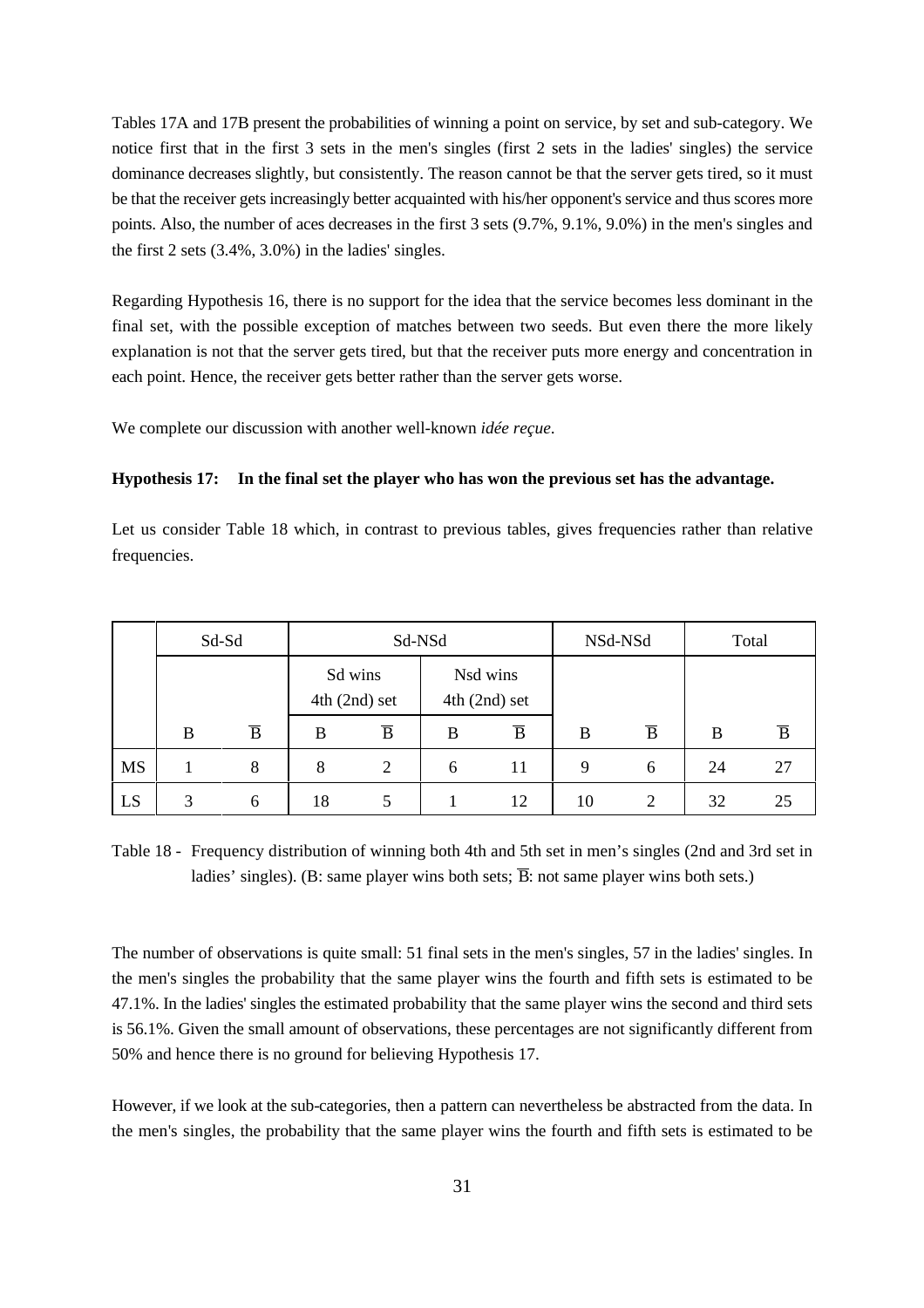Tables 17A and 17B present the probabilities of winning a point on service, by set and sub-category. We notice first that in the first 3 sets in the men's singles (first 2 sets in the ladies' singles) the service dominance decreases slightly, but consistently. The reason cannot be that the server gets tired, so it must be that the receiver gets increasingly better acquainted with his/her opponent's service and thus scores more points. Also, the number of aces decreases in the first 3 sets (9.7%, 9.1%, 9.0%) in the men's singles and the first 2 sets (3.4%, 3.0%) in the ladies' singles.

Regarding Hypothesis 16, there is no support for the idea that the service becomes less dominant in the final set, with the possible exception of matches between two seeds. But even there the more likely explanation is not that the server gets tired, but that the receiver puts more energy and concentration in each point. Hence, the receiver gets better rather than the server gets worse.

We complete our discussion with another well-known *idée reçue*.

**Hypothesis 17: In the final set the player who has won the previous set has the advantage.**

Let us consider Table 18 which, in contrast to previous tables, gives frequencies rather than relative frequencies.

| | Sd-Sd | | Sd-NSd | | | | NSd-NSd | | Total | |
|---|---|---|---|---|---|---|---|---|---|---|
| | | | Sd wins 4th (2nd) set | | Nsd wins 4th (2nd) set | | | | | |
| | B | $\overline{B}$ | B | $\overline{B}$ | B | $\overline{B}$ | B | $\overline{B}$ | B | $\overline{B}$ |
| MS | 1 | 8 | 8 | 2 | 6 | 11 | 9 | 6 | 24 | 27 |
| LS | 3 | 6 | 18 | 5 | 1 | 12 | 10 | 2 | 32 | 25 |

Table 18 - Frequency distribution of winning both 4th and 5th set in men's singles (2nd and 3rd set in ladies' singles). (B: same player wins both sets; $\overline{B}$: not same player wins both sets.)

The number of observations is quite small: 51 final sets in the men's singles, 57 in the ladies' singles. In the men's singles the probability that the same player wins the fourth and fifth sets is estimated to be 47.1%. In the ladies' singles the estimated probability that the same player wins the second and third sets is 56.1%. Given the small amount of observations, these percentages are not significantly different from 50% and hence there is no ground for believing Hypothesis 17.

However, if we look at the sub-categories, then a pattern can nevertheless be abstracted from the data. In the men's singles, the probability that the same player wins the fourth and fifth sets is estimated to be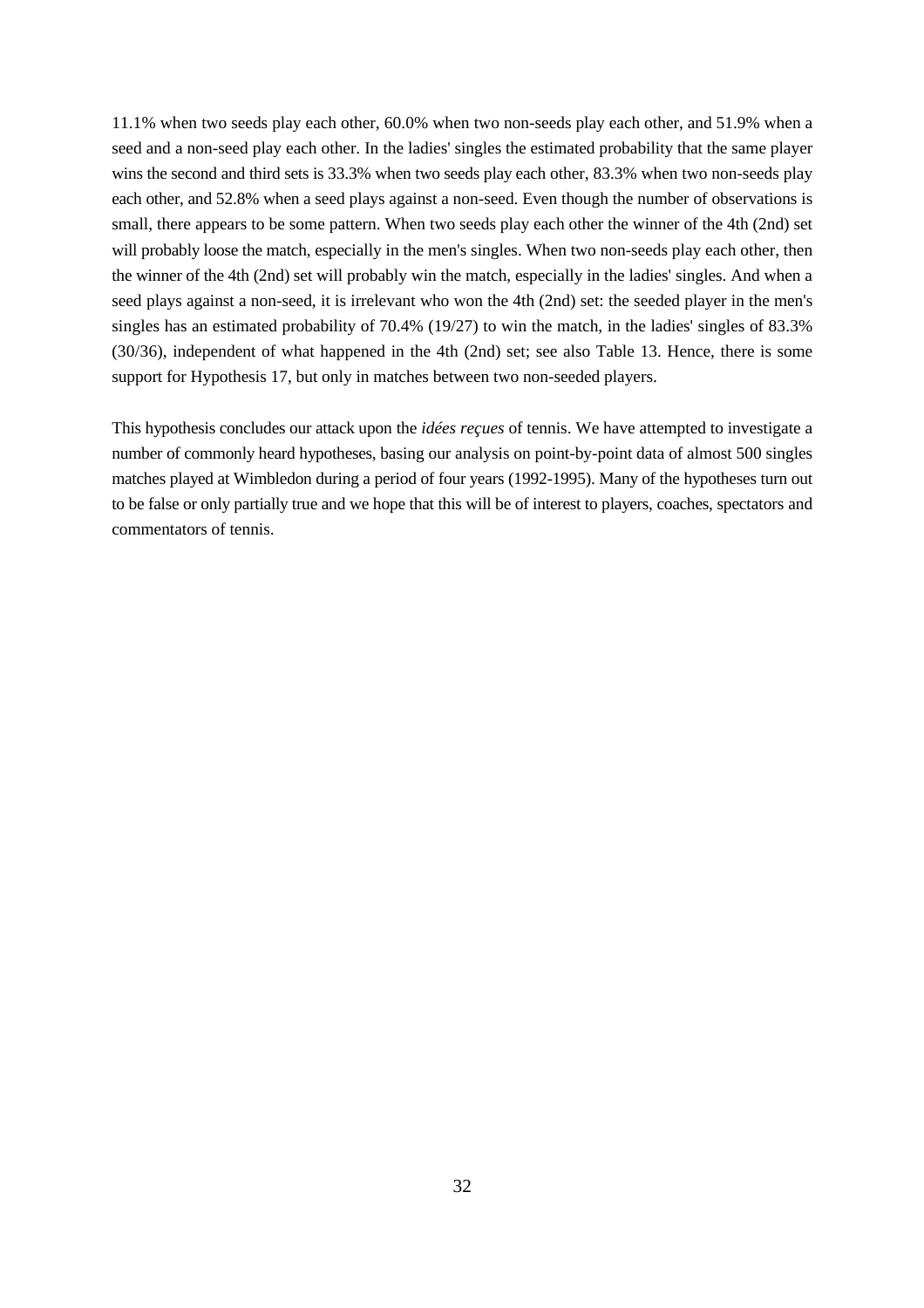11.1% when two seeds play each other, 60.0% when two non-seeds play each other, and 51.9% when a seed and a non-seed play each other. In the ladies' singles the estimated probability that the same player wins the second and third sets is 33.3% when two seeds play each other, 83.3% when two non-seeds play each other, and 52.8% when a seed plays against a non-seed. Even though the number of observations is small, there appears to be some pattern. When two seeds play each other the winner of the 4th (2nd) set will probably loose the match, especially in the men's singles. When two non-seeds play each other, then the winner of the 4th (2nd) set will probably win the match, especially in the ladies' singles. And when a seed plays against a non-seed, it is irrelevant who won the 4th (2nd) set: the seeded player in the men's singles has an estimated probability of 70.4% (19/27) to win the match, in the ladies' singles of 83.3% (30/36), independent of what happened in the 4th (2nd) set; see also Table 13. Hence, there is some support for Hypothesis 17, but only in matches between two non-seeded players.

This hypothesis concludes our attack upon the *idées reçues* of tennis. We have attempted to investigate a number of commonly heard hypotheses, basing our analysis on point-by-point data of almost 500 singles matches played at Wimbledon during a period of four years (1992-1995). Many of the hypotheses turn out to be false or only partially true and we hope that this will be of interest to players, coaches, spectators and commentators of tennis.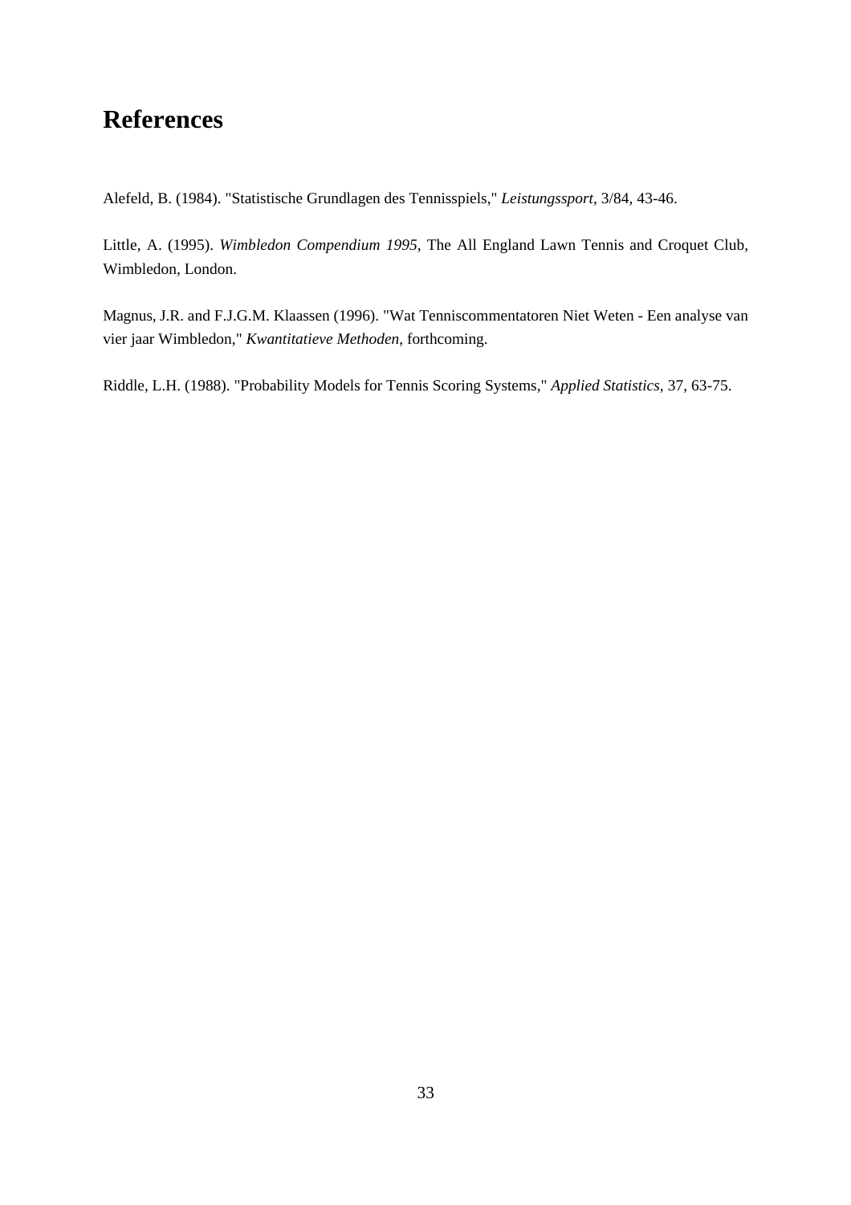# References

Alefeld, B. (1984). "Statistische Grundlagen des Tennisspiels," *Leistungssport*, 3/84, 43-46.

Little, A. (1995). *Wimbledon Compendium 1995*, The All England Lawn Tennis and Croquet Club, Wimbledon, London.

Magnus, J.R. and F.J.G.M. Klaassen (1996). "Wat Tenniscommentatoren Niet Weten - Een analyse van vier jaar Wimbledon," *Kwantitatieve Methoden*, forthcoming.

Riddle, L.H. (1988). "Probability Models for Tennis Scoring Systems," *Applied Statistics*, 37, 63-75.